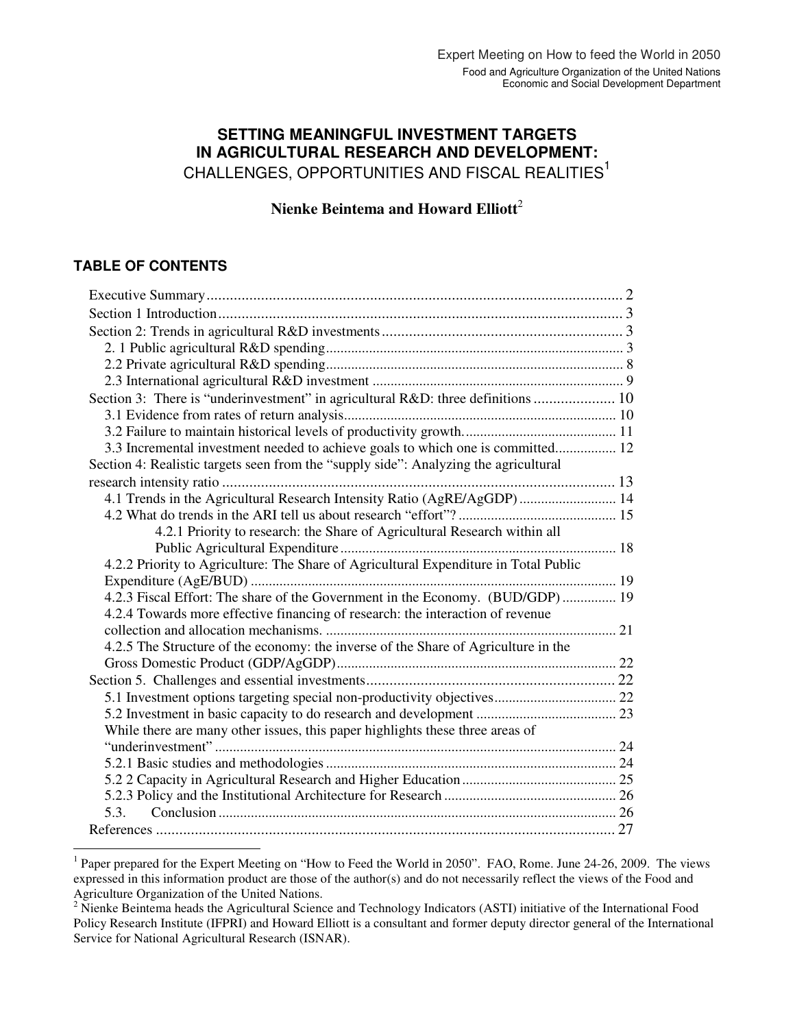Expert Meeting on How to feed the World in 2050

Food and Agriculture Organization of the United Nations
Economic and Social Development Department

# SETTING MEANINGFUL INVESTMENT TARGETS IN AGRICULTURAL RESEARCH AND DEVELOPMENT: CHALLENGES, OPPORTUNITIES AND FISCAL REALITIES[1]

**Nienke Beintema and Howard Elliott**[2]

## TABLE OF CONTENTS

Executive Summary ..... 2
Section 1 Introduction ..... 3
Section 2: Trends in agricultural R&D investments ..... 3
- 2. 1 Public agricultural R&D spending ..... 3
- 2.2 Private agricultural R&D spending ..... 8
- 2.3 International agricultural R&D investment ..... 9

Section 3: There is "underinvestment" in agricultural R&D: three definitions ..... 10
- 3.1 Evidence from rates of return analysis ..... 10
- 3.2 Failure to maintain historical levels of productivity growth. ..... 11
- 3.3 Incremental investment needed to achieve goals to which one is committed ..... 12

Section 4: Realistic targets seen from the "supply side": Analyzing the agricultural research intensity ratio ..... 13
- 4.1 Trends in the Agricultural Research Intensity Ratio (AgRE/AgGDP) ..... 14
- 4.2 What do trends in the ARI tell us about research "effort"? ..... 15
  - 4.2.1 Priority to research: the Share of Agricultural Research within all Public Agricultural Expenditure ..... 18
- 4.2.2 Priority to Agriculture: The Share of Agricultural Expenditure in Total Public Expenditure (AgE/BUD) ..... 19
- 4.2.3 Fiscal Effort: The share of the Government in the Economy. (BUD/GDP) ..... 19
- 4.2.4 Towards more effective financing of research: the interaction of revenue collection and allocation mechanisms. ..... 21
- 4.2.5 The Structure of the economy: the inverse of the Share of Agriculture in the Gross Domestic Product (GDP/AgGDP) ..... 22

Section 5. Challenges and essential investments ..... 22
- 5.1 Investment options targeting special non-productivity objectives ..... 22
- 5.2 Investment in basic capacity to do research and development ..... 23
- While there are many other issues, this paper highlights these three areas of "underinvestment" ..... 24
- 5.2.1 Basic studies and methodologies ..... 24
- 5.2 2 Capacity in Agricultural Research and Higher Education ..... 25
- 5.2.3 Policy and the Institutional Architecture for Research ..... 26
- 5.3. Conclusion ..... 26

References ..... 27

---

[1] Paper prepared for the Expert Meeting on "How to Feed the World in 2050". FAO, Rome. June 24-26, 2009. The views expressed in this information product are those of the author(s) and do not necessarily reflect the views of the Food and Agriculture Organization of the United Nations.

[2] Nienke Beintema heads the Agricultural Science and Technology Indicators (ASTI) initiative of the International Food Policy Research Institute (IFPRI) and Howard Elliott is a consultant and former deputy director general of the International Service for National Agricultural Research (ISNAR).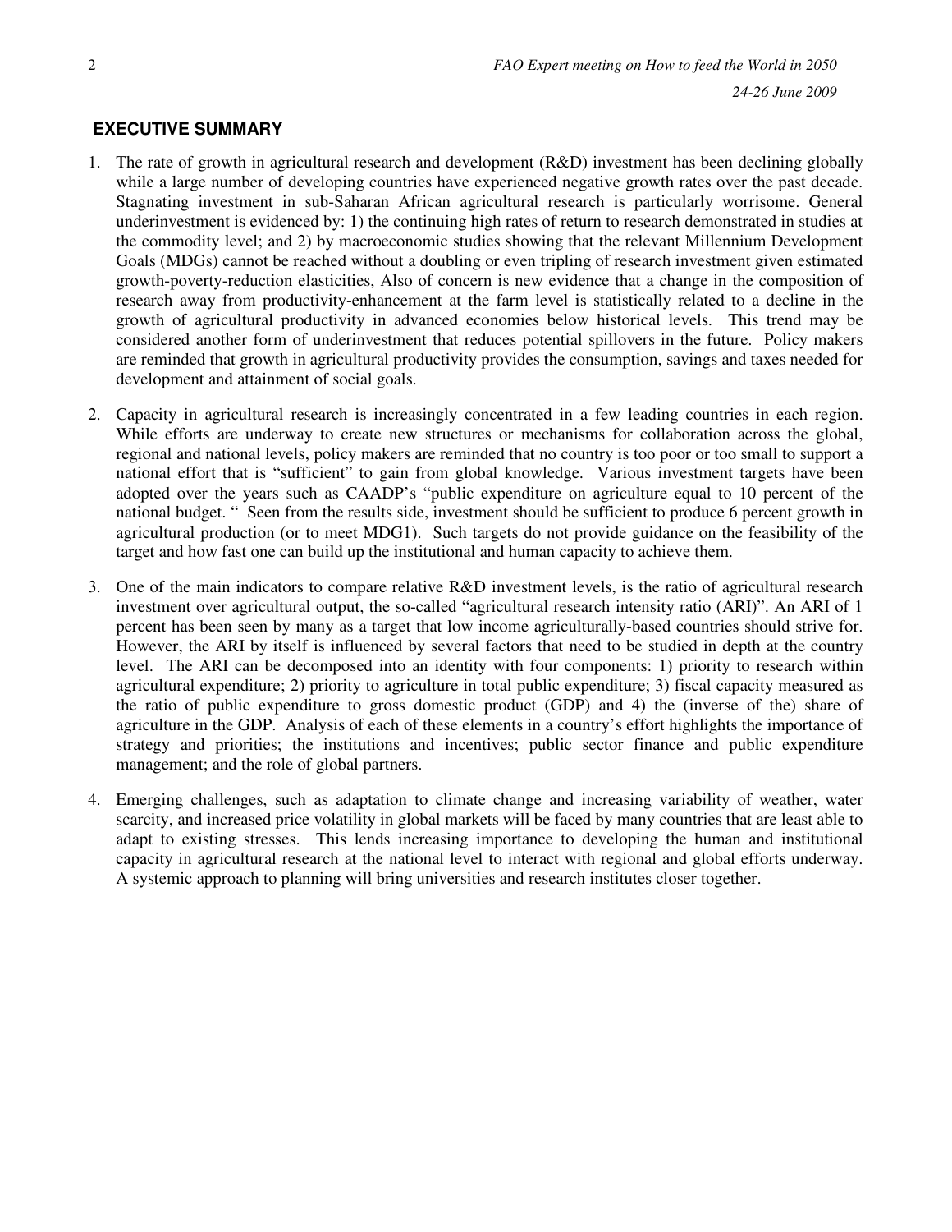## EXECUTIVE SUMMARY

1. The rate of growth in agricultural research and development (R&D) investment has been declining globally while a large number of developing countries have experienced negative growth rates over the past decade. Stagnating investment in sub-Saharan African agricultural research is particularly worrisome. General underinvestment is evidenced by: 1) the continuing high rates of return to research demonstrated in studies at the commodity level; and 2) by macroeconomic studies showing that the relevant Millennium Development Goals (MDGs) cannot be reached without a doubling or even tripling of research investment given estimated growth-poverty-reduction elasticities, Also of concern is new evidence that a change in the composition of research away from productivity-enhancement at the farm level is statistically related to a decline in the growth of agricultural productivity in advanced economies below historical levels. This trend may be considered another form of underinvestment that reduces potential spillovers in the future. Policy makers are reminded that growth in agricultural productivity provides the consumption, savings and taxes needed for development and attainment of social goals.

2. Capacity in agricultural research is increasingly concentrated in a few leading countries in each region. While efforts are underway to create new structures or mechanisms for collaboration across the global, regional and national levels, policy makers are reminded that no country is too poor or too small to support a national effort that is "sufficient" to gain from global knowledge. Various investment targets have been adopted over the years such as CAADP's "public expenditure on agriculture equal to 10 percent of the national budget. " Seen from the results side, investment should be sufficient to produce 6 percent growth in agricultural production (or to meet MDG1). Such targets do not provide guidance on the feasibility of the target and how fast one can build up the institutional and human capacity to achieve them.

3. One of the main indicators to compare relative R&D investment levels, is the ratio of agricultural research investment over agricultural output, the so-called "agricultural research intensity ratio (ARI)". An ARI of 1 percent has been seen by many as a target that low income agriculturally-based countries should strive for. However, the ARI by itself is influenced by several factors that need to be studied in depth at the country level. The ARI can be decomposed into an identity with four components: 1) priority to research within agricultural expenditure; 2) priority to agriculture in total public expenditure; 3) fiscal capacity measured as the ratio of public expenditure to gross domestic product (GDP) and 4) the (inverse of the) share of agriculture in the GDP. Analysis of each of these elements in a country's effort highlights the importance of strategy and priorities; the institutions and incentives; public sector finance and public expenditure management; and the role of global partners.

4. Emerging challenges, such as adaptation to climate change and increasing variability of weather, water scarcity, and increased price volatility in global markets will be faced by many countries that are least able to adapt to existing stresses. This lends increasing importance to developing the human and institutional capacity in agricultural research at the national level to interact with regional and global efforts underway. A systemic approach to planning will bring universities and research institutes closer together.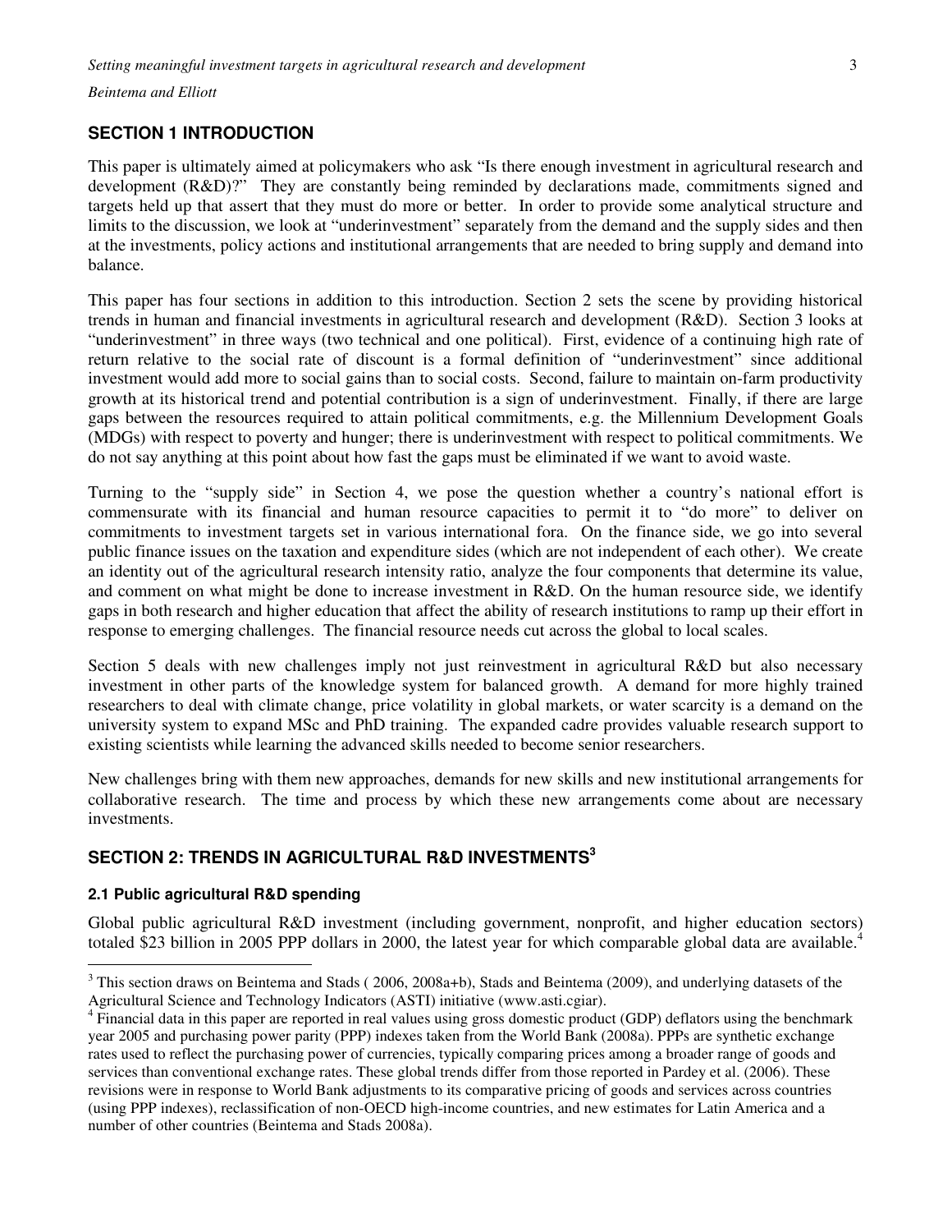## SECTION 1 INTRODUCTION

This paper is ultimately aimed at policymakers who ask "Is there enough investment in agricultural research and development (R&D)?" They are constantly being reminded by declarations made, commitments signed and targets held up that assert that they must do more or better. In order to provide some analytical structure and limits to the discussion, we look at "underinvestment" separately from the demand and the supply sides and then at the investments, policy actions and institutional arrangements that are needed to bring supply and demand into balance.

This paper has four sections in addition to this introduction. Section 2 sets the scene by providing historical trends in human and financial investments in agricultural research and development (R&D). Section 3 looks at "underinvestment" in three ways (two technical and one political). First, evidence of a continuing high rate of return relative to the social rate of discount is a formal definition of "underinvestment" since additional investment would add more to social gains than to social costs. Second, failure to maintain on-farm productivity growth at its historical trend and potential contribution is a sign of underinvestment. Finally, if there are large gaps between the resources required to attain political commitments, e.g. the Millennium Development Goals (MDGs) with respect to poverty and hunger; there is underinvestment with respect to political commitments. We do not say anything at this point about how fast the gaps must be eliminated if we want to avoid waste.

Turning to the "supply side" in Section 4, we pose the question whether a country's national effort is commensurate with its financial and human resource capacities to permit it to "do more" to deliver on commitments to investment targets set in various international fora. On the finance side, we go into several public finance issues on the taxation and expenditure sides (which are not independent of each other). We create an identity out of the agricultural research intensity ratio, analyze the four components that determine its value, and comment on what might be done to increase investment in R&D. On the human resource side, we identify gaps in both research and higher education that affect the ability of research institutions to ramp up their effort in response to emerging challenges. The financial resource needs cut across the global to local scales.

Section 5 deals with new challenges imply not just reinvestment in agricultural R&D but also necessary investment in other parts of the knowledge system for balanced growth. A demand for more highly trained researchers to deal with climate change, price volatility in global markets, or water scarcity is a demand on the university system to expand MSc and PhD training. The expanded cadre provides valuable research support to existing scientists while learning the advanced skills needed to become senior researchers.

New challenges bring with them new approaches, demands for new skills and new institutional arrangements for collaborative research. The time and process by which these new arrangements come about are necessary investments.

## SECTION 2: TRENDS IN AGRICULTURAL R&D INVESTMENTS[3]

### 2.1 Public agricultural R&D spending

Global public agricultural R&D investment (including government, nonprofit, and higher education sectors) totaled $23 billion in 2005 PPP dollars in 2000, the latest year for which comparable global data are available.[4]

---

[3] This section draws on Beintema and Stads ( 2006, 2008a+b), Stads and Beintema (2009), and underlying datasets of the Agricultural Science and Technology Indicators (ASTI) initiative (www.asti.cgiar).

[4] Financial data in this paper are reported in real values using gross domestic product (GDP) deflators using the benchmark year 2005 and purchasing power parity (PPP) indexes taken from the World Bank (2008a). PPPs are synthetic exchange rates used to reflect the purchasing power of currencies, typically comparing prices among a broader range of goods and services than conventional exchange rates. These global trends differ from those reported in Pardey et al. (2006). These revisions were in response to World Bank adjustments to its comparative pricing of goods and services across countries (using PPP indexes), reclassification of non-OECD high-income countries, and new estimates for Latin America and a number of other countries (Beintema and Stads 2008a).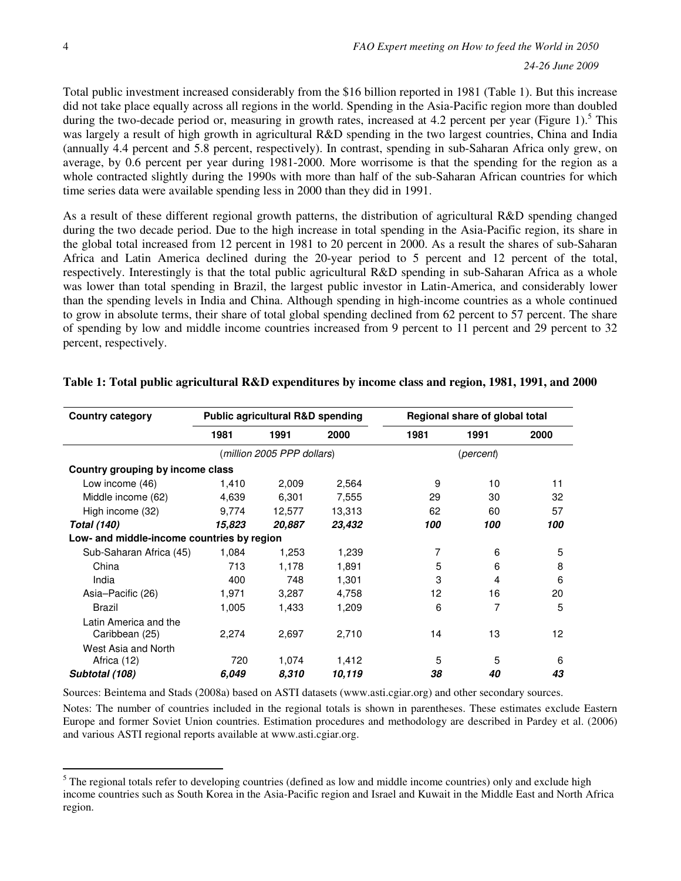Total public investment increased considerably from the $16 billion reported in 1981 (Table 1). But this increase did not take place equally across all regions in the world. Spending in the Asia-Pacific region more than doubled during the two-decade period or, measuring in growth rates, increased at 4.2 percent per year (Figure 1).[5] This was largely a result of high growth in agricultural R&D spending in the two largest countries, China and India (annually 4.4 percent and 5.8 percent, respectively). In contrast, spending in sub-Saharan Africa only grew, on average, by 0.6 percent per year during 1981-2000. More worrisome is that the spending for the region as a whole contracted slightly during the 1990s with more than half of the sub-Saharan African countries for which time series data were available spending less in 2000 than they did in 1991.

As a result of these different regional growth patterns, the distribution of agricultural R&D spending changed during the two decade period. Due to the high increase in total spending in the Asia-Pacific region, its share in the global total increased from 12 percent in 1981 to 20 percent in 2000. As a result the shares of sub-Saharan Africa and Latin America declined during the 20-year period to 5 percent and 12 percent of the total, respectively. Interestingly is that the total public agricultural R&D spending in sub-Saharan Africa as a whole was lower than total spending in Brazil, the largest public investor in Latin-America, and considerably lower than the spending levels in India and China. Although spending in high-income countries as a whole continued to grow in absolute terms, their share of total global spending declined from 62 percent to 57 percent. The share of spending by low and middle income countries increased from 9 percent to 11 percent and 29 percent to 32 percent, respectively.

**Table 1: Total public agricultural R&D expenditures by income class and region, 1981, 1991, and 2000**

| Country category | Public agricultural R&D spending | | | Regional share of global total | | |
|---|---|---|---|---|---|---|
| | 1981 | 1991 | 2000 | 1981 | 1991 | 2000 |
| | (*million 2005 PPP dollars*) | | | (*percent*) | | |
| **Country grouping by income class** | | | | | | |
| Low income (46) | 1,410 | 2,009 | 2,564 | 9 | 10 | 11 |
| Middle income (62) | 4,639 | 6,301 | 7,555 | 29 | 30 | 32 |
| High income (32) | 9,774 | 12,577 | 13,313 | 62 | 60 | 57 |
| ***Total (140)*** | ***15,823*** | ***20,887*** | ***23,432*** | ***100*** | ***100*** | ***100*** |
| **Low- and middle-income countries by region** | | | | | | |
| Sub-Saharan Africa (45) | 1,084 | 1,253 | 1,239 | 7 | 6 | 5 |
| China | 713 | 1,178 | 1,891 | 5 | 6 | 8 |
| India | 400 | 748 | 1,301 | 3 | 4 | 6 |
| Asia–Pacific (26) | 1,971 | 3,287 | 4,758 | 12 | 16 | 20 |
| Brazil | 1,005 | 1,433 | 1,209 | 6 | 7 | 5 |
| Latin America and the Caribbean (25) | 2,274 | 2,697 | 2,710 | 14 | 13 | 12 |
| West Asia and North Africa (12) | 720 | 1,074 | 1,412 | 5 | 5 | 6 |
| ***Subtotal (108)*** | ***6,049*** | ***8,310*** | ***10,119*** | ***38*** | ***40*** | ***43*** |

Sources: Beintema and Stads (2008a) based on ASTI datasets (www.asti.cgiar.org) and other secondary sources.

Notes: The number of countries included in the regional totals is shown in parentheses. These estimates exclude Eastern Europe and former Soviet Union countries. Estimation procedures and methodology are described in Pardey et al. (2006) and various ASTI regional reports available at www.asti.cgiar.org.

---

[5] The regional totals refer to developing countries (defined as low and middle income countries) only and exclude high income countries such as South Korea in the Asia-Pacific region and Israel and Kuwait in the Middle East and North Africa region.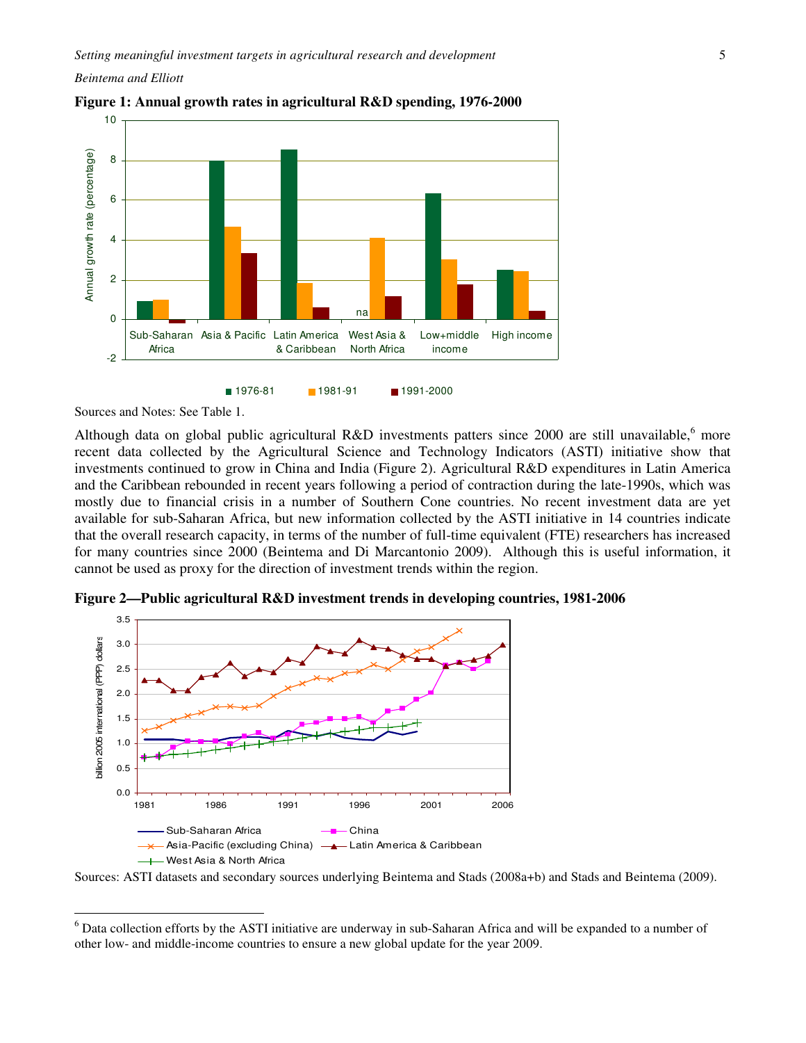**Figure 1: Annual growth rates in agricultural R&D spending, 1976-2000**

Sources and Notes: See Table 1.

Although data on global public agricultural R&D investments patters since 2000 are still unavailable,[6] more recent data collected by the Agricultural Science and Technology Indicators (ASTI) initiative show that investments continued to grow in China and India (Figure 2). Agricultural R&D expenditures in Latin America and the Caribbean rebounded in recent years following a period of contraction during the late-1990s, which was mostly due to financial crisis in a number of Southern Cone countries. No recent investment data are yet available for sub-Saharan Africa, but new information collected by the ASTI initiative in 14 countries indicate that the overall research capacity, in terms of the number of full-time equivalent (FTE) researchers has increased for many countries since 2000 (Beintema and Di Marcantonio 2009). Although this is useful information, it cannot be used as proxy for the direction of investment trends within the region.

**Figure 2—Public agricultural R&D investment trends in developing countries, 1981-2006**

Sources: ASTI datasets and secondary sources underlying Beintema and Stads (2008a+b) and Stads and Beintema (2009).

[6] Data collection efforts by the ASTI initiative are underway in sub-Saharan Africa and will be expanded to a number of other low- and middle-income countries to ensure a new global update for the year 2009.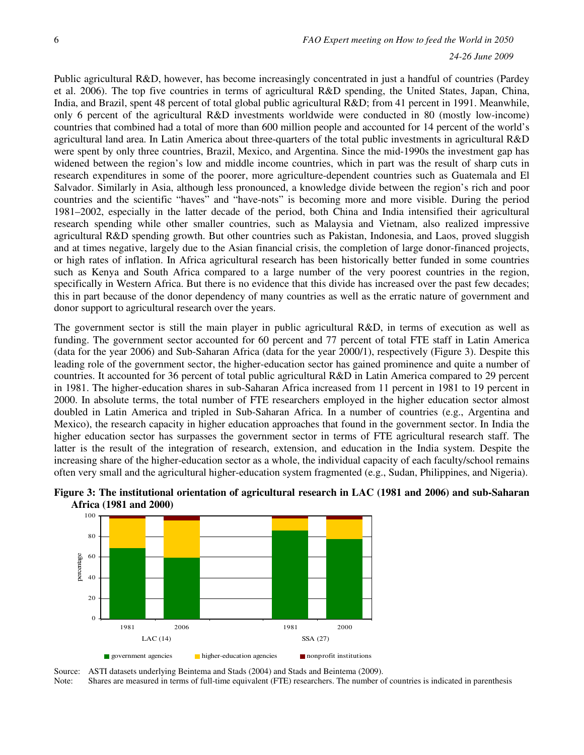Public agricultural R&D, however, has become increasingly concentrated in just a handful of countries (Pardey et al. 2006). The top five countries in terms of agricultural R&D spending, the United States, Japan, China, India, and Brazil, spent 48 percent of total global public agricultural R&D; from 41 percent in 1991. Meanwhile, only 6 percent of the agricultural R&D investments worldwide were conducted in 80 (mostly low-income) countries that combined had a total of more than 600 million people and accounted for 14 percent of the world's agricultural land area. In Latin America about three-quarters of the total public investments in agricultural R&D were spent by only three countries, Brazil, Mexico, and Argentina. Since the mid-1990s the investment gap has widened between the region's low and middle income countries, which in part was the result of sharp cuts in research expenditures in some of the poorer, more agriculture-dependent countries such as Guatemala and El Salvador. Similarly in Asia, although less pronounced, a knowledge divide between the region's rich and poor countries and the scientific "haves" and "have-nots" is becoming more and more visible. During the period 1981–2002, especially in the latter decade of the period, both China and India intensified their agricultural research spending while other smaller countries, such as Malaysia and Vietnam, also realized impressive agricultural R&D spending growth. But other countries such as Pakistan, Indonesia, and Laos, proved sluggish and at times negative, largely due to the Asian financial crisis, the completion of large donor-financed projects, or high rates of inflation. In Africa agricultural research has been historically better funded in some countries such as Kenya and South Africa compared to a large number of the very poorest countries in the region, specifically in Western Africa. But there is no evidence that this divide has increased over the past few decades; this in part because of the donor dependency of many countries as well as the erratic nature of government and donor support to agricultural research over the years.

The government sector is still the main player in public agricultural R&D, in terms of execution as well as funding. The government sector accounted for 60 percent and 77 percent of total FTE staff in Latin America (data for the year 2006) and Sub-Saharan Africa (data for the year 2000/1), respectively (Figure 3). Despite this leading role of the government sector, the higher-education sector has gained prominence and quite a number of countries. It accounted for 36 percent of total public agricultural R&D in Latin America compared to 29 percent in 1981. The higher-education shares in sub-Saharan Africa increased from 11 percent in 1981 to 19 percent in 2000. In absolute terms, the total number of FTE researchers employed in the higher education sector almost doubled in Latin America and tripled in Sub-Saharan Africa. In a number of countries (e.g., Argentina and Mexico), the research capacity in higher education approaches that found in the government sector. In India the higher education sector has surpasses the government sector in terms of FTE agricultural research staff. The latter is the result of the integration of research, extension, and education in the India system. Despite the increasing share of the higher-education sector as a whole, the individual capacity of each faculty/school remains often very small and the agricultural higher-education system fragmented (e.g., Sudan, Philippines, and Nigeria).

**Figure 3: The institutional orientation of agricultural research in LAC (1981 and 2006) and sub-Saharan Africa (1981 and 2000)**

Source: ASTI datasets underlying Beintema and Stads (2004) and Stads and Beintema (2009).

Note: Shares are measured in terms of full-time equivalent (FTE) researchers. The number of countries is indicated in parenthesis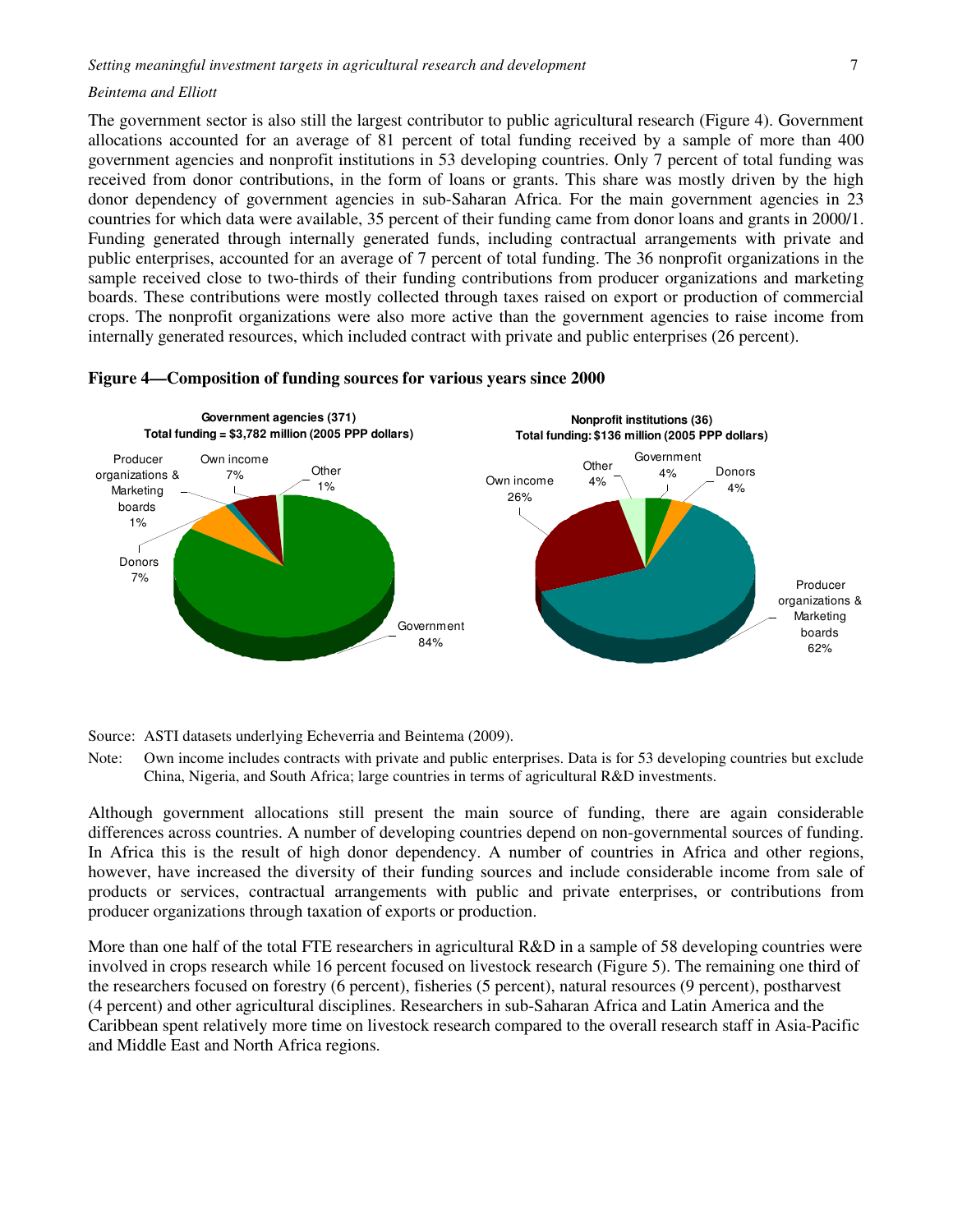The government sector is also still the largest contributor to public agricultural research (Figure 4). Government allocations accounted for an average of 81 percent of total funding received by a sample of more than 400 government agencies and nonprofit institutions in 53 developing countries. Only 7 percent of total funding was received from donor contributions, in the form of loans or grants. This share was mostly driven by the high donor dependency of government agencies in sub-Saharan Africa. For the main government agencies in 23 countries for which data were available, 35 percent of their funding came from donor loans and grants in 2000/1. Funding generated through internally generated funds, including contractual arrangements with private and public enterprises, accounted for an average of 7 percent of total funding. The 36 nonprofit organizations in the sample received close to two-thirds of their funding contributions from producer organizations and marketing boards. These contributions were mostly collected through taxes raised on export or production of commercial crops. The nonprofit organizations were also more active than the government agencies to raise income from internally generated resources, which included contract with private and public enterprises (26 percent).

**Figure 4—Composition of funding sources for various years since 2000**

**Government agencies (371)**
**Total funding = $3,782 million (2005 PPP dollars)**

Government 84%; Donors 7%; Producer organizations & Marketing boards 1%; Own income 7%; Other 1%

**Nonprofit institutions (36)**
**Total funding: $136 million (2005 PPP dollars)**

Government 4%; Donors 4%; Producer organizations & Marketing boards 62%; Own income 26%; Other 4%

Source: ASTI datasets underlying Echeverria and Beintema (2009).

Note: Own income includes contracts with private and public enterprises. Data is for 53 developing countries but exclude China, Nigeria, and South Africa; large countries in terms of agricultural R&D investments.

Although government allocations still present the main source of funding, there are again considerable differences across countries. A number of developing countries depend on non-governmental sources of funding. In Africa this is the result of high donor dependency. A number of countries in Africa and other regions, however, have increased the diversity of their funding sources and include considerable income from sale of products or services, contractual arrangements with public and private enterprises, or contributions from producer organizations through taxation of exports or production.

More than one half of the total FTE researchers in agricultural R&D in a sample of 58 developing countries were involved in crops research while 16 percent focused on livestock research (Figure 5). The remaining one third of the researchers focused on forestry (6 percent), fisheries (5 percent), natural resources (9 percent), postharvest (4 percent) and other agricultural disciplines. Researchers in sub-Saharan Africa and Latin America and the Caribbean spent relatively more time on livestock research compared to the overall research staff in Asia-Pacific and Middle East and North Africa regions.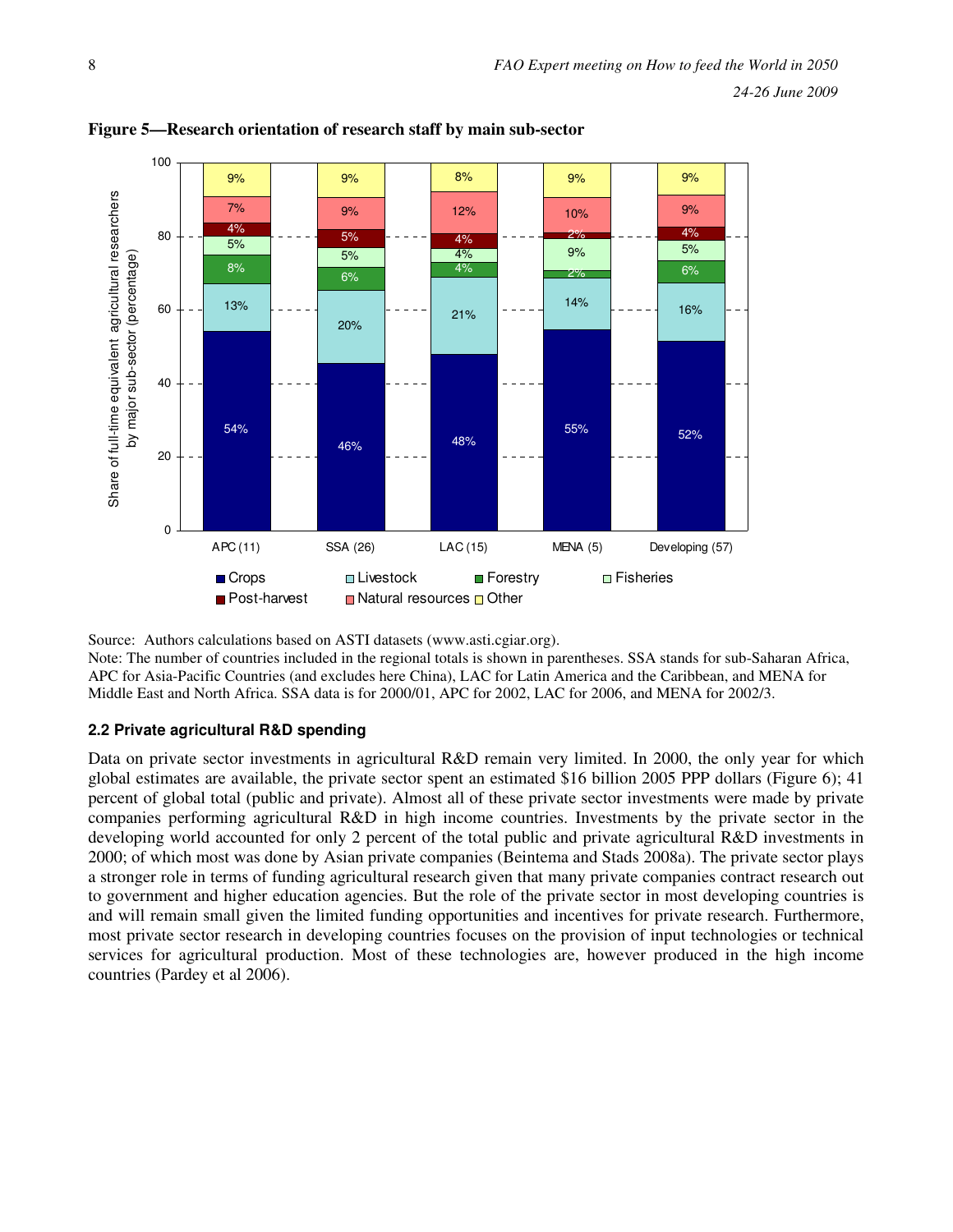**Figure 5—Research orientation of research staff by main sub-sector**

| | APC (11) | SSA (26) | LAC (15) | MENA (5) | Developing (57) |
|---|---|---|---|---|---|
| Crops | 54% | 46% | 48% | 55% | 52% |
| Livestock | 13% | 20% | 21% | 14% | 16% |
| Forestry | 8% | 6% | 4% | 2% | 6% |
| Fisheries | 5% | 5% | 4% | 9% | 5% |
| Post-harvest | 4% | 5% | 4% | 2% | 4% |
| Natural resources | 7% | 9% | 12% | 10% | 9% |
| Other | 9% | 9% | 8% | 9% | 9% |

Source: Authors calculations based on ASTI datasets (www.asti.cgiar.org).
Note: The number of countries included in the regional totals is shown in parentheses. SSA stands for sub-Saharan Africa, APC for Asia-Pacific Countries (and excludes here China), LAC for Latin America and the Caribbean, and MENA for Middle East and North Africa. SSA data is for 2000/01, APC for 2002, LAC for 2006, and MENA for 2002/3.

### 2.2 Private agricultural R&D spending

Data on private sector investments in agricultural R&D remain very limited. In 2000, the only year for which global estimates are available, the private sector spent an estimated $16 billion 2005 PPP dollars (Figure 6); 41 percent of global total (public and private). Almost all of these private sector investments were made by private companies performing agricultural R&D in high income countries. Investments by the private sector in the developing world accounted for only 2 percent of the total public and private agricultural R&D investments in 2000; of which most was done by Asian private companies (Beintema and Stads 2008a). The private sector plays a stronger role in terms of funding agricultural research given that many private companies contract research out to government and higher education agencies. But the role of the private sector in most developing countries is and will remain small given the limited funding opportunities and incentives for private research. Furthermore, most private sector research in developing countries focuses on the provision of input technologies or technical services for agricultural production. Most of these technologies are, however produced in the high income countries (Pardey et al 2006).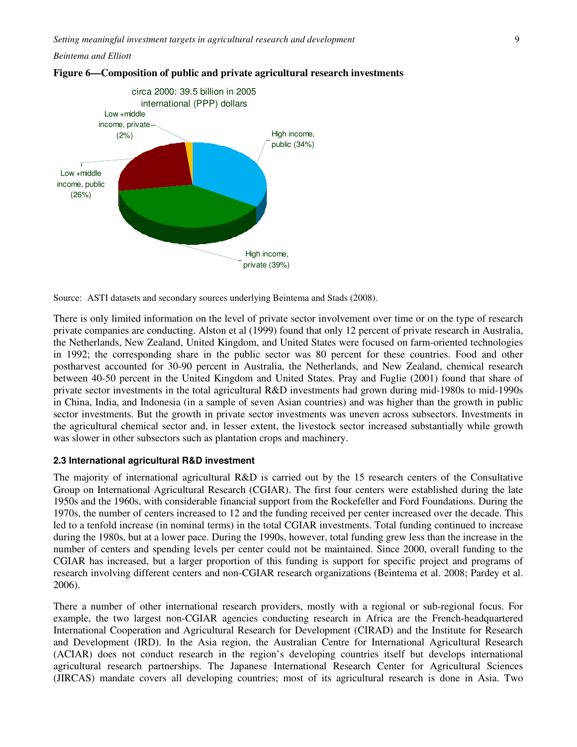**Figure 6—Composition of public and private agricultural research investments**

circa 2000: 39.5 billion in 2005 international (PPP) dollars

- High income, public (34%)
- High income, private (39%)
- Low +middle income, public (26%)
- Low +middle income, private (2%)

Source: ASTI datasets and secondary sources underlying Beintema and Stads (2008).

There is only limited information on the level of private sector involvement over time or on the type of research private companies are conducting. Alston et al (1999) found that only 12 percent of private research in Australia, the Netherlands, New Zealand, United Kingdom, and United States were focused on farm-oriented technologies in 1992; the corresponding share in the public sector was 80 percent for these countries. Food and other postharvest accounted for 30-90 percent in Australia, the Netherlands, and New Zealand, chemical research between 40-50 percent in the United Kingdom and United States. Pray and Fuglie (2001) found that share of private sector investments in the total agricultural R&D investments had grown during mid-1980s to mid-1990s in China, India, and Indonesia (in a sample of seven Asian countries) and was higher than the growth in public sector investments. But the growth in private sector investments was uneven across subsectors. Investments in the agricultural chemical sector and, in lesser extent, the livestock sector increased substantially while growth was slower in other subsectors such as plantation crops and machinery.

### 2.3 International agricultural R&D investment

The majority of international agricultural R&D is carried out by the 15 research centers of the Consultative Group on International Agricultural Research (CGIAR). The first four centers were established during the late 1950s and the 1960s, with considerable financial support from the Rockefeller and Ford Foundations. During the 1970s, the number of centers increased to 12 and the funding received per center increased over the decade. This led to a tenfold increase (in nominal terms) in the total CGIAR investments. Total funding continued to increase during the 1980s, but at a lower pace. During the 1990s, however, total funding grew less than the increase in the number of centers and spending levels per center could not be maintained. Since 2000, overall funding to the CGIAR has increased, but a larger proportion of this funding is support for specific project and programs of research involving different centers and non-CGIAR research organizations (Beintema et al. 2008; Pardey et al. 2006).

There a number of other international research providers, mostly with a regional or sub-regional focus. For example, the two largest non-CGIAR agencies conducting research in Africa are the French-headquartered International Cooperation and Agricultural Research for Development (CIRAD) and the Institute for Research and Development (IRD). In the Asia region, the Australian Centre for International Agricultural Research (ACIAR) does not conduct research in the region's developing countries itself but develops international agricultural research partnerships. The Japanese International Research Center for Agricultural Sciences (JIRCAS) mandate covers all developing countries; most of its agricultural research is done in Asia. Two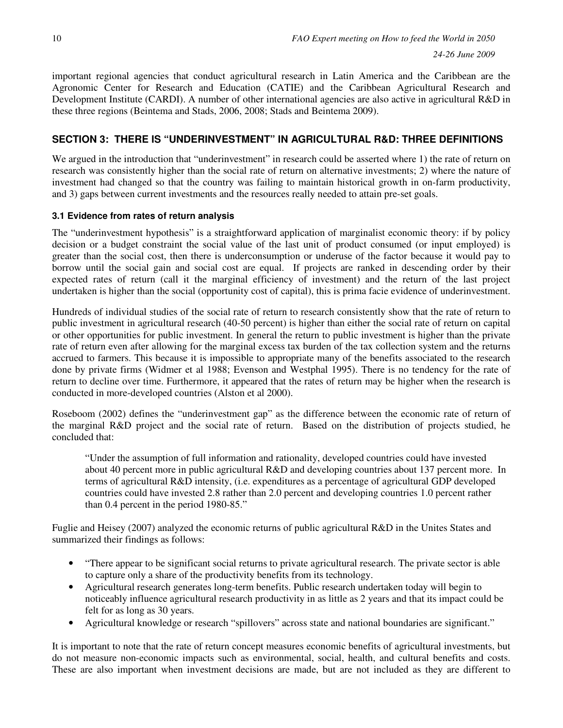important regional agencies that conduct agricultural research in Latin America and the Caribbean are the Agronomic Center for Research and Education (CATIE) and the Caribbean Agricultural Research and Development Institute (CARDI). A number of other international agencies are also active in agricultural R&D in these three regions (Beintema and Stads, 2006, 2008; Stads and Beintema 2009).

## SECTION 3: THERE IS "UNDERINVESTMENT" IN AGRICULTURAL R&D: THREE DEFINITIONS

We argued in the introduction that "underinvestment" in research could be asserted where 1) the rate of return on research was consistently higher than the social rate of return on alternative investments; 2) where the nature of investment had changed so that the country was failing to maintain historical growth in on-farm productivity, and 3) gaps between current investments and the resources really needed to attain pre-set goals.

### 3.1 Evidence from rates of return analysis

The "underinvestment hypothesis" is a straightforward application of marginalist economic theory: if by policy decision or a budget constraint the social value of the last unit of product consumed (or input employed) is greater than the social cost, then there is underconsumption or underuse of the factor because it would pay to borrow until the social gain and social cost are equal. If projects are ranked in descending order by their expected rates of return (call it the marginal efficiency of investment) and the return of the last project undertaken is higher than the social (opportunity cost of capital), this is prima facie evidence of underinvestment.

Hundreds of individual studies of the social rate of return to research consistently show that the rate of return to public investment in agricultural research (40-50 percent) is higher than either the social rate of return on capital or other opportunities for public investment. In general the return to public investment is higher than the private rate of return even after allowing for the marginal excess tax burden of the tax collection system and the returns accrued to farmers. This because it is impossible to appropriate many of the benefits associated to the research done by private firms (Widmer et al 1988; Evenson and Westphal 1995). There is no tendency for the rate of return to decline over time. Furthermore, it appeared that the rates of return may be higher when the research is conducted in more-developed countries (Alston et al 2000).

Roseboom (2002) defines the "underinvestment gap" as the difference between the economic rate of return of the marginal R&D project and the social rate of return. Based on the distribution of projects studied, he concluded that:

> "Under the assumption of full information and rationality, developed countries could have invested about 40 percent more in public agricultural R&D and developing countries about 137 percent more. In terms of agricultural R&D intensity, (i.e. expenditures as a percentage of agricultural GDP developed countries could have invested 2.8 rather than 2.0 percent and developing countries 1.0 percent rather than 0.4 percent in the period 1980-85."

Fuglie and Heisey (2007) analyzed the economic returns of public agricultural R&D in the Unites States and summarized their findings as follows:

- "There appear to be significant social returns to private agricultural research. The private sector is able to capture only a share of the productivity benefits from its technology.
- Agricultural research generates long-term benefits. Public research undertaken today will begin to noticeably influence agricultural research productivity in as little as 2 years and that its impact could be felt for as long as 30 years.
- Agricultural knowledge or research "spillovers" across state and national boundaries are significant."

It is important to note that the rate of return concept measures economic benefits of agricultural investments, but do not measure non-economic impacts such as environmental, social, health, and cultural benefits and costs. These are also important when investment decisions are made, but are not included as they are different to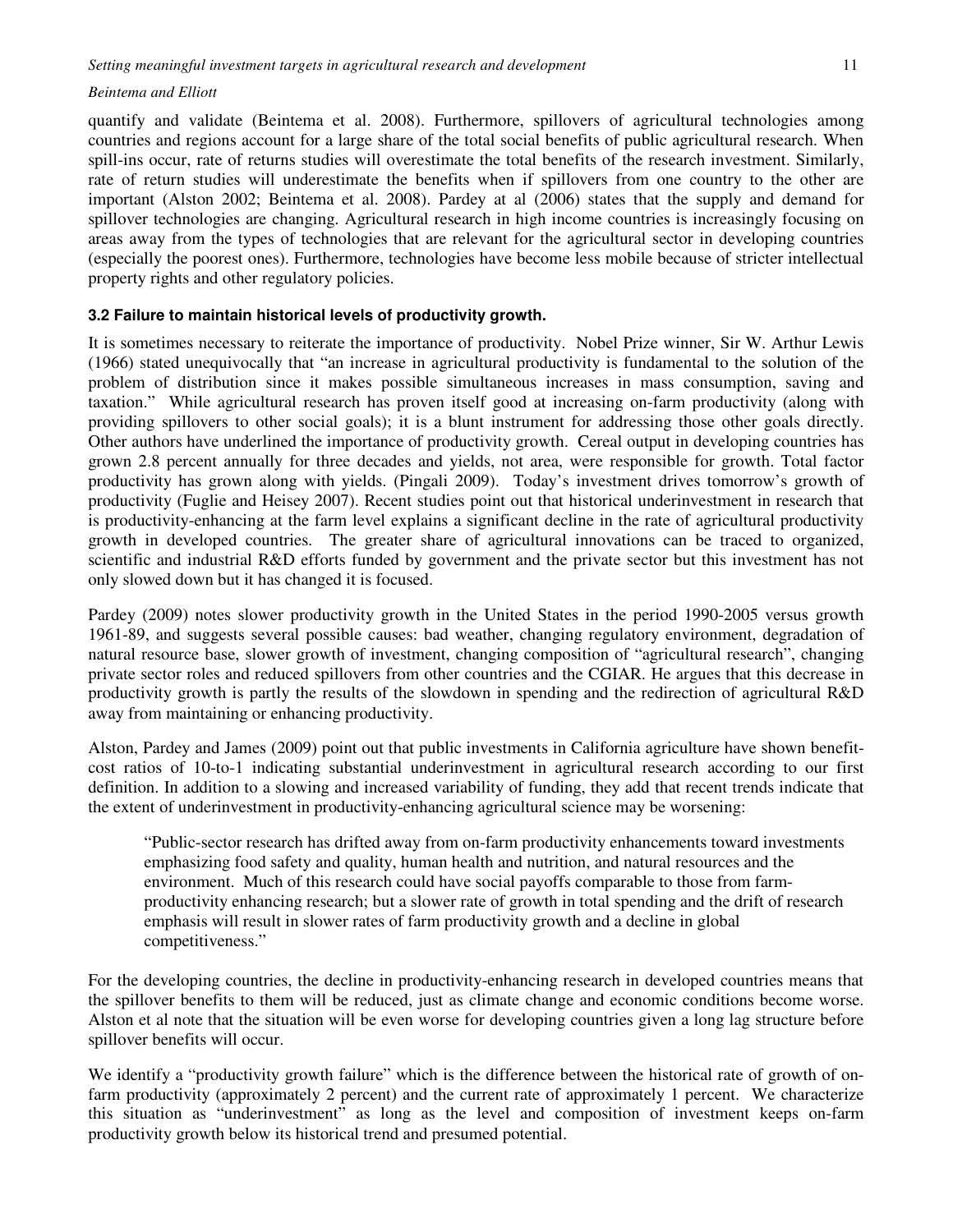quantify and validate (Beintema et al. 2008). Furthermore, spillovers of agricultural technologies among countries and regions account for a large share of the total social benefits of public agricultural research. When spill-ins occur, rate of returns studies will overestimate the total benefits of the research investment. Similarly, rate of return studies will underestimate the benefits when if spillovers from one country to the other are important (Alston 2002; Beintema et al. 2008). Pardey at al (2006) states that the supply and demand for spillover technologies are changing. Agricultural research in high income countries is increasingly focusing on areas away from the types of technologies that are relevant for the agricultural sector in developing countries (especially the poorest ones). Furthermore, technologies have become less mobile because of stricter intellectual property rights and other regulatory policies.

### 3.2 Failure to maintain historical levels of productivity growth.

It is sometimes necessary to reiterate the importance of productivity. Nobel Prize winner, Sir W. Arthur Lewis (1966) stated unequivocally that "an increase in agricultural productivity is fundamental to the solution of the problem of distribution since it makes possible simultaneous increases in mass consumption, saving and taxation." While agricultural research has proven itself good at increasing on-farm productivity (along with providing spillovers to other social goals); it is a blunt instrument for addressing those other goals directly. Other authors have underlined the importance of productivity growth. Cereal output in developing countries has grown 2.8 percent annually for three decades and yields, not area, were responsible for growth. Total factor productivity has grown along with yields. (Pingali 2009). Today's investment drives tomorrow's growth of productivity (Fuglie and Heisey 2007). Recent studies point out that historical underinvestment in research that is productivity-enhancing at the farm level explains a significant decline in the rate of agricultural productivity growth in developed countries. The greater share of agricultural innovations can be traced to organized, scientific and industrial R&D efforts funded by government and the private sector but this investment has not only slowed down but it has changed it is focused.

Pardey (2009) notes slower productivity growth in the United States in the period 1990-2005 versus growth 1961-89, and suggests several possible causes: bad weather, changing regulatory environment, degradation of natural resource base, slower growth of investment, changing composition of "agricultural research", changing private sector roles and reduced spillovers from other countries and the CGIAR. He argues that this decrease in productivity growth is partly the results of the slowdown in spending and the redirection of agricultural R&D away from maintaining or enhancing productivity.

Alston, Pardey and James (2009) point out that public investments in California agriculture have shown benefit-cost ratios of 10-to-1 indicating substantial underinvestment in agricultural research according to our first definition. In addition to a slowing and increased variability of funding, they add that recent trends indicate that the extent of underinvestment in productivity-enhancing agricultural science may be worsening:

> "Public-sector research has drifted away from on-farm productivity enhancements toward investments emphasizing food safety and quality, human health and nutrition, and natural resources and the environment. Much of this research could have social payoffs comparable to those from farm-productivity enhancing research; but a slower rate of growth in total spending and the drift of research emphasis will result in slower rates of farm productivity growth and a decline in global competitiveness."

For the developing countries, the decline in productivity-enhancing research in developed countries means that the spillover benefits to them will be reduced, just as climate change and economic conditions become worse. Alston et al note that the situation will be even worse for developing countries given a long lag structure before spillover benefits will occur.

We identify a "productivity growth failure" which is the difference between the historical rate of growth of on-farm productivity (approximately 2 percent) and the current rate of approximately 1 percent. We characterize this situation as "underinvestment" as long as the level and composition of investment keeps on-farm productivity growth below its historical trend and presumed potential.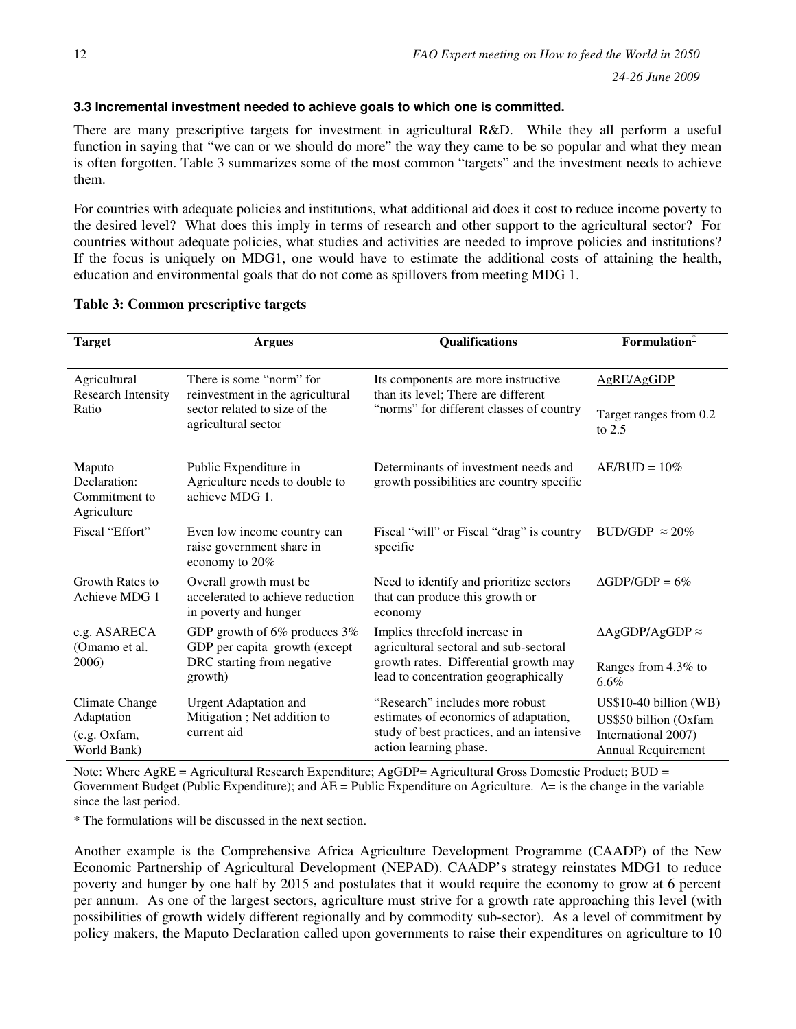### 3.3 Incremental investment needed to achieve goals to which one is committed.

There are many prescriptive targets for investment in agricultural R&D. While they all perform a useful function in saying that "we can or we should do more" the way they came to be so popular and what they mean is often forgotten. Table 3 summarizes some of the most common "targets" and the investment needs to achieve them.

For countries with adequate policies and institutions, what additional aid does it cost to reduce income poverty to the desired level? What does this imply in terms of research and other support to the agricultural sector? For countries without adequate policies, what studies and activities are needed to improve policies and institutions? If the focus is uniquely on MDG1, one would have to estimate the additional costs of attaining the health, education and environmental goals that do not come as spillovers from meeting MDG 1.

**Table 3: Common prescriptive targets**

| Target | Argues | Qualifications | Formulation* |
|---|---|---|---|
| Agricultural Research Intensity Ratio | There is some "norm" for reinvestment in the agricultural sector related to size of the agricultural sector | Its components are more instructive than its level; There are different "norms" for different classes of country | AgRE/AgGDP<br>Target ranges from 0.2 to 2.5 |
| Maputo Declaration: Commitment to Agriculture | Public Expenditure in Agriculture needs to double to achieve MDG 1. | Determinants of investment needs and growth possibilities are country specific | AE/BUD = 10% |
| Fiscal "Effort" | Even low income country can raise government share in economy to 20% | Fiscal "will" or Fiscal "drag" is country specific | BUD/GDP $\approx$ 20% |
| Growth Rates to Achieve MDG 1 | Overall growth must be accelerated to achieve reduction in poverty and hunger | Need to identify and prioritize sectors that can produce this growth or economy | $\Delta$GDP/GDP = 6% |
| e.g. ASARECA (Omamo et al. 2006) | GDP growth of 6% produces 3% GDP per capita growth (except DRC starting from negative growth) | Implies threefold increase in agricultural sectoral and sub-sectoral growth rates. Differential growth may lead to concentration geographically | $\Delta$AgGDP/AgGDP $\approx$<br>Ranges from 4.3% to 6.6% |
| Climate Change Adaptation (e.g. Oxfam, World Bank) | Urgent Adaptation and Mitigation ; Net addition to current aid | "Research" includes more robust estimates of economics of adaptation, study of best practices, and an intensive action learning phase. | US$10-40 billion (WB)<br>US$50 billion (Oxfam International 2007)<br>Annual Requirement |

Note: Where AgRE = Agricultural Research Expenditure; AgGDP= Agricultural Gross Domestic Product; BUD = Government Budget (Public Expenditure); and AE = Public Expenditure on Agriculture. $\Delta$= is the change in the variable since the last period.

\* The formulations will be discussed in the next section.

Another example is the Comprehensive Africa Agriculture Development Programme (CAADP) of the New Economic Partnership of Agricultural Development (NEPAD). CAADP's strategy reinstates MDG1 to reduce poverty and hunger by one half by 2015 and postulates that it would require the economy to grow at 6 percent per annum. As one of the largest sectors, agriculture must strive for a growth rate approaching this level (with possibilities of growth widely different regionally and by commodity sub-sector). As a level of commitment by policy makers, the Maputo Declaration called upon governments to raise their expenditures on agriculture to 10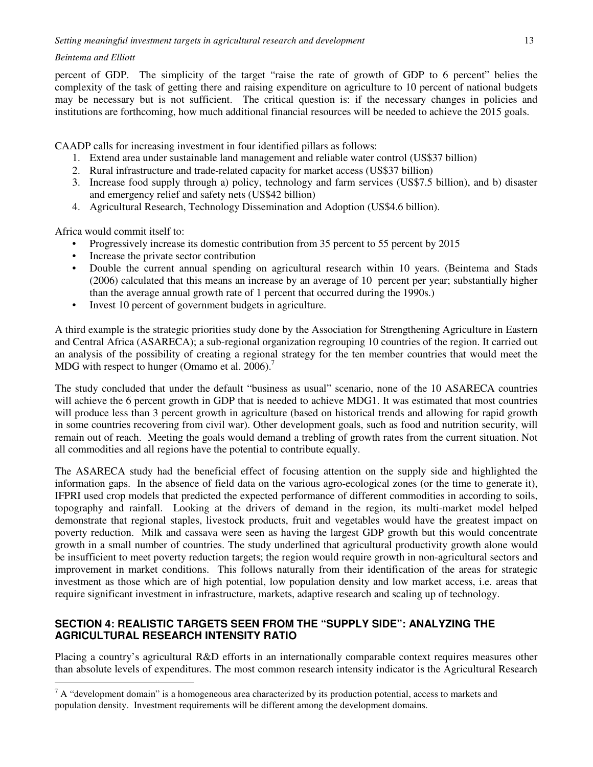percent of GDP. The simplicity of the target "raise the rate of growth of GDP to 6 percent" belies the complexity of the task of getting there and raising expenditure on agriculture to 10 percent of national budgets may be necessary but is not sufficient. The critical question is: if the necessary changes in policies and institutions are forthcoming, how much additional financial resources will be needed to achieve the 2015 goals.

CAADP calls for increasing investment in four identified pillars as follows:

1. Extend area under sustainable land management and reliable water control (US$37 billion)
2. Rural infrastructure and trade-related capacity for market access (US$37 billion)
3. Increase food supply through a) policy, technology and farm services (US$7.5 billion), and b) disaster and emergency relief and safety nets (US$42 billion)
4. Agricultural Research, Technology Dissemination and Adoption (US$4.6 billion).

Africa would commit itself to:

- Progressively increase its domestic contribution from 35 percent to 55 percent by 2015
- Increase the private sector contribution
- Double the current annual spending on agricultural research within 10 years. (Beintema and Stads (2006) calculated that this means an increase by an average of 10 percent per year; substantially higher than the average annual growth rate of 1 percent that occurred during the 1990s.)
- Invest 10 percent of government budgets in agriculture.

A third example is the strategic priorities study done by the Association for Strengthening Agriculture in Eastern and Central Africa (ASARECA); a sub-regional organization regrouping 10 countries of the region. It carried out an analysis of the possibility of creating a regional strategy for the ten member countries that would meet the MDG with respect to hunger (Omamo et al. 2006).[7]

The study concluded that under the default "business as usual" scenario, none of the 10 ASARECA countries will achieve the 6 percent growth in GDP that is needed to achieve MDG1. It was estimated that most countries will produce less than 3 percent growth in agriculture (based on historical trends and allowing for rapid growth in some countries recovering from civil war). Other development goals, such as food and nutrition security, will remain out of reach. Meeting the goals would demand a trebling of growth rates from the current situation. Not all commodities and all regions have the potential to contribute equally.

The ASARECA study had the beneficial effect of focusing attention on the supply side and highlighted the information gaps. In the absence of field data on the various agro-ecological zones (or the time to generate it), IFPRI used crop models that predicted the expected performance of different commodities in according to soils, topography and rainfall. Looking at the drivers of demand in the region, its multi-market model helped demonstrate that regional staples, livestock products, fruit and vegetables would have the greatest impact on poverty reduction. Milk and cassava were seen as having the largest GDP growth but this would concentrate growth in a small number of countries. The study underlined that agricultural productivity growth alone would be insufficient to meet poverty reduction targets; the region would require growth in non-agricultural sectors and improvement in market conditions. This follows naturally from their identification of the areas for strategic investment as those which are of high potential, low population density and low market access, i.e. areas that require significant investment in infrastructure, markets, adaptive research and scaling up of technology.

## SECTION 4: REALISTIC TARGETS SEEN FROM THE "SUPPLY SIDE": ANALYZING THE AGRICULTURAL RESEARCH INTENSITY RATIO

Placing a country's agricultural R&D efforts in an internationally comparable context requires measures other than absolute levels of expenditures. The most common research intensity indicator is the Agricultural Research

---

[7] A "development domain" is a homogeneous area characterized by its production potential, access to markets and population density. Investment requirements will be different among the development domains.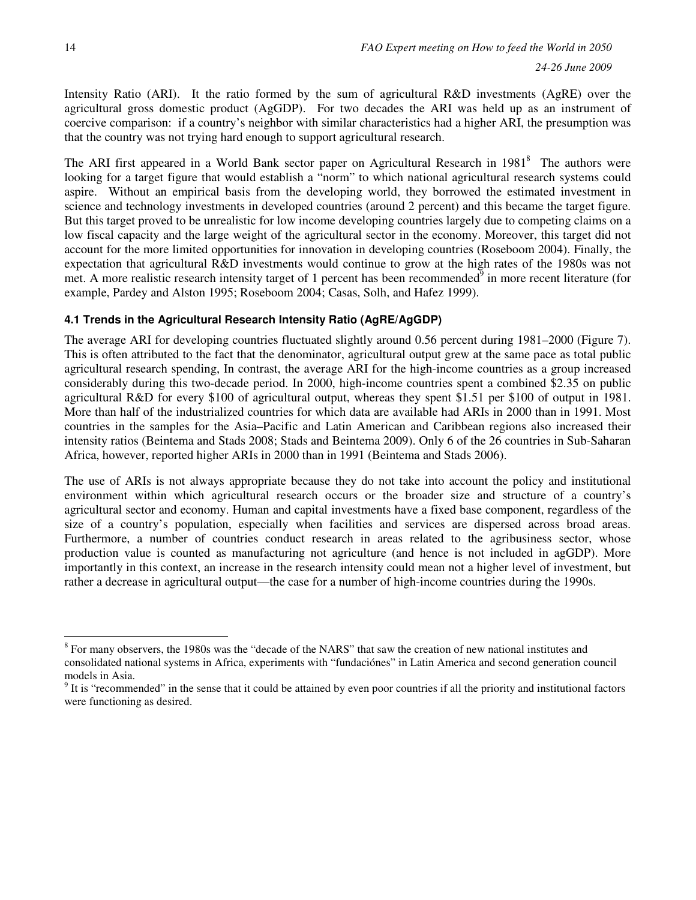Intensity Ratio (ARI). It the ratio formed by the sum of agricultural R&D investments (AgRE) over the agricultural gross domestic product (AgGDP). For two decades the ARI was held up as an instrument of coercive comparison: if a country's neighbor with similar characteristics had a higher ARI, the presumption was that the country was not trying hard enough to support agricultural research.

The ARI first appeared in a World Bank sector paper on Agricultural Research in 1981[8] The authors were looking for a target figure that would establish a "norm" to which national agricultural research systems could aspire. Without an empirical basis from the developing world, they borrowed the estimated investment in science and technology investments in developed countries (around 2 percent) and this became the target figure. But this target proved to be unrealistic for low income developing countries largely due to competing claims on a low fiscal capacity and the large weight of the agricultural sector in the economy. Moreover, this target did not account for the more limited opportunities for innovation in developing countries (Roseboom 2004). Finally, the expectation that agricultural R&D investments would continue to grow at the high rates of the 1980s was not met. A more realistic research intensity target of 1 percent has been recommended[9] in more recent literature (for example, Pardey and Alston 1995; Roseboom 2004; Casas, Solh, and Hafez 1999).

#### 4.1 Trends in the Agricultural Research Intensity Ratio (AgRE/AgGDP)

The average ARI for developing countries fluctuated slightly around 0.56 percent during 1981–2000 (Figure 7). This is often attributed to the fact that the denominator, agricultural output grew at the same pace as total public agricultural research spending, In contrast, the average ARI for the high-income countries as a group increased considerably during this two-decade period. In 2000, high-income countries spent a combined $2.35 on public agricultural R&D for every $100 of agricultural output, whereas they spent $1.51 per $100 of output in 1981. More than half of the industrialized countries for which data are available had ARIs in 2000 than in 1991. Most countries in the samples for the Asia–Pacific and Latin American and Caribbean regions also increased their intensity ratios (Beintema and Stads 2008; Stads and Beintema 2009). Only 6 of the 26 countries in Sub-Saharan Africa, however, reported higher ARIs in 2000 than in 1991 (Beintema and Stads 2006).

The use of ARIs is not always appropriate because they do not take into account the policy and institutional environment within which agricultural research occurs or the broader size and structure of a country's agricultural sector and economy. Human and capital investments have a fixed base component, regardless of the size of a country's population, especially when facilities and services are dispersed across broad areas. Furthermore, a number of countries conduct research in areas related to the agribusiness sector, whose production value is counted as manufacturing not agriculture (and hence is not included in agGDP). More importantly in this context, an increase in the research intensity could mean not a higher level of investment, but rather a decrease in agricultural output—the case for a number of high-income countries during the 1990s.

---

[8] For many observers, the 1980s was the "decade of the NARS" that saw the creation of new national institutes and consolidated national systems in Africa, experiments with "fundaciónes" in Latin America and second generation council models in Asia.

[9] It is "recommended" in the sense that it could be attained by even poor countries if all the priority and institutional factors were functioning as desired.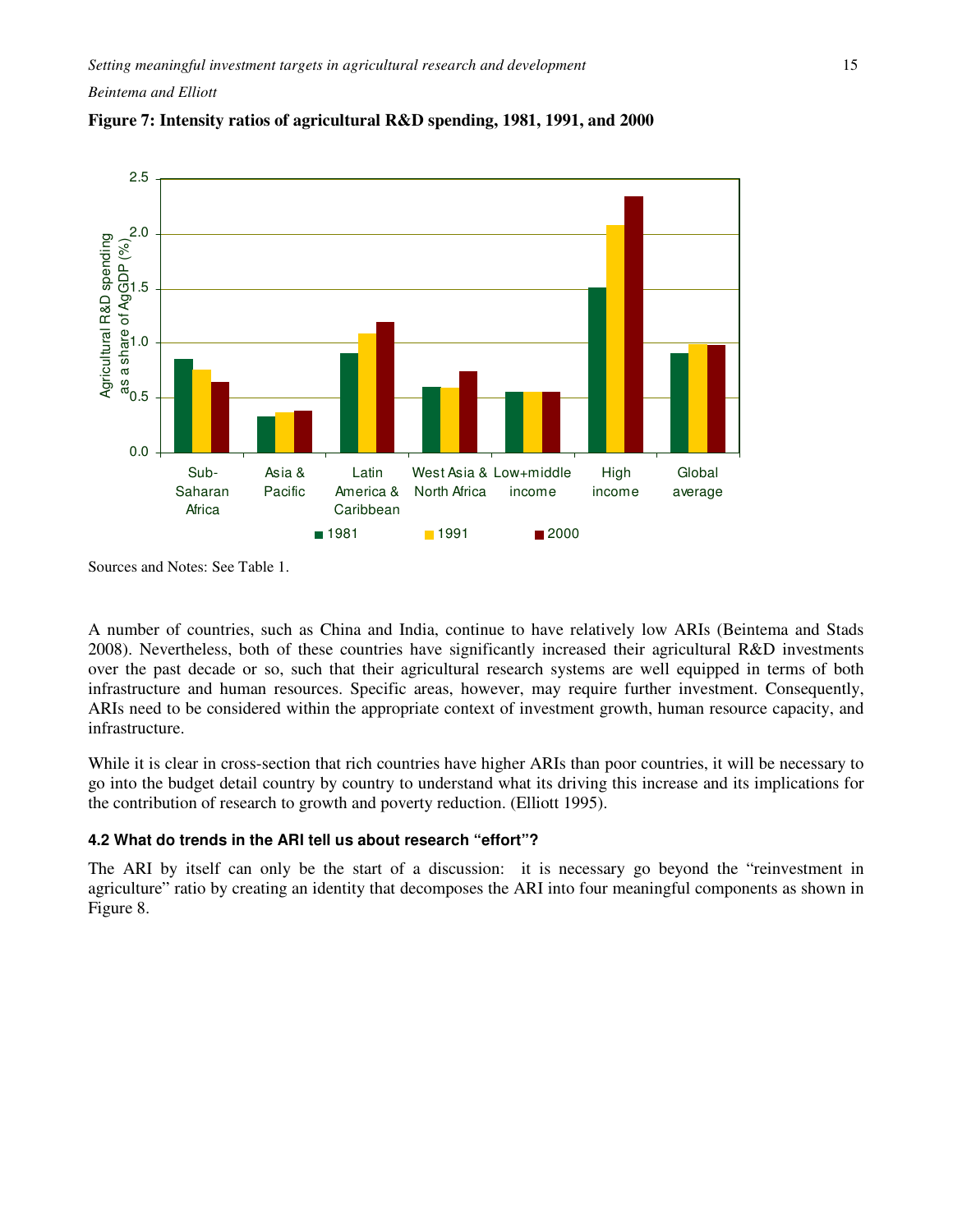**Figure 7: Intensity ratios of agricultural R&D spending, 1981, 1991, and 2000**

Sources and Notes: See Table 1.

A number of countries, such as China and India, continue to have relatively low ARIs (Beintema and Stads 2008). Nevertheless, both of these countries have significantly increased their agricultural R&D investments over the past decade or so, such that their agricultural research systems are well equipped in terms of both infrastructure and human resources. Specific areas, however, may require further investment. Consequently, ARIs need to be considered within the appropriate context of investment growth, human resource capacity, and infrastructure.

While it is clear in cross-section that rich countries have higher ARIs than poor countries, it will be necessary to go into the budget detail country by country to understand what its driving this increase and its implications for the contribution of research to growth and poverty reduction. (Elliott 1995).

### 4.2 What do trends in the ARI tell us about research "effort"?

The ARI by itself can only be the start of a discussion: it is necessary go beyond the "reinvestment in agriculture" ratio by creating an identity that decomposes the ARI into four meaningful components as shown in Figure 8.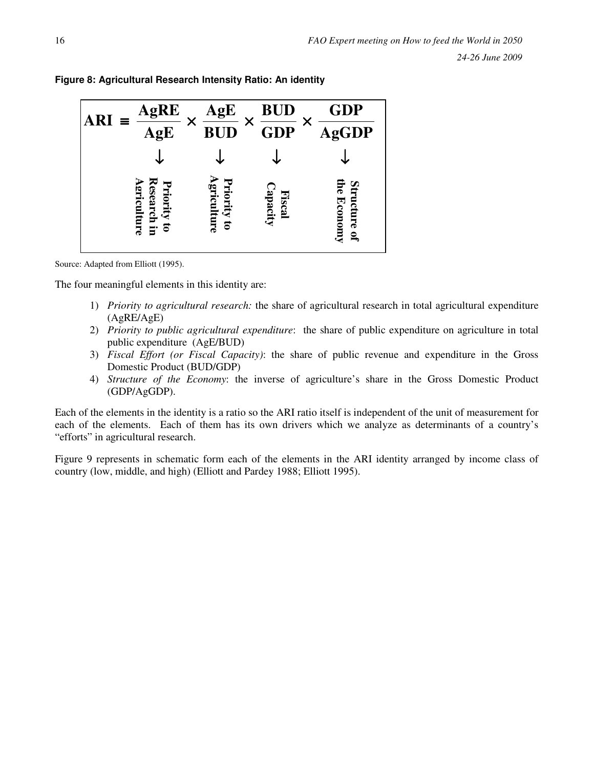**Figure 8: Agricultural Research Intensity Ratio: An identity**

$$\text{ARI} \equiv \frac{\text{AgRE}}{\text{AgE}} \times \frac{\text{AgE}}{\text{BUD}} \times \frac{\text{BUD}}{\text{GDP}} \times \frac{\text{GDP}}{\text{AgGDP}}$$

| $\frac{\text{AgRE}}{\text{AgE}}$ | $\frac{\text{AgE}}{\text{BUD}}$ | $\frac{\text{BUD}}{\text{GDP}}$ | $\frac{\text{GDP}}{\text{AgGDP}}$ |
|---|---|---|---|
| ↓ | ↓ | ↓ | ↓ |
| **Priority to Research in Agriculture** | **Priority to Agriculture** | **Fiscal Capacity** | **Structure of the Economy** |

Source: Adapted from Elliott (1995).

The four meaningful elements in this identity are:

1) *Priority to agricultural research:* the share of agricultural research in total agricultural expenditure (AgRE/AgE)
2) *Priority to public agricultural expenditure*: the share of public expenditure on agriculture in total public expenditure (AgE/BUD)
3) *Fiscal Effort (or Fiscal Capacity)*: the share of public revenue and expenditure in the Gross Domestic Product (BUD/GDP)
4) *Structure of the Economy*: the inverse of agriculture's share in the Gross Domestic Product (GDP/AgGDP).

Each of the elements in the identity is a ratio so the ARI ratio itself is independent of the unit of measurement for each of the elements. Each of them has its own drivers which we analyze as determinants of a country's "efforts" in agricultural research.

Figure 9 represents in schematic form each of the elements in the ARI identity arranged by income class of country (low, middle, and high) (Elliott and Pardey 1988; Elliott 1995).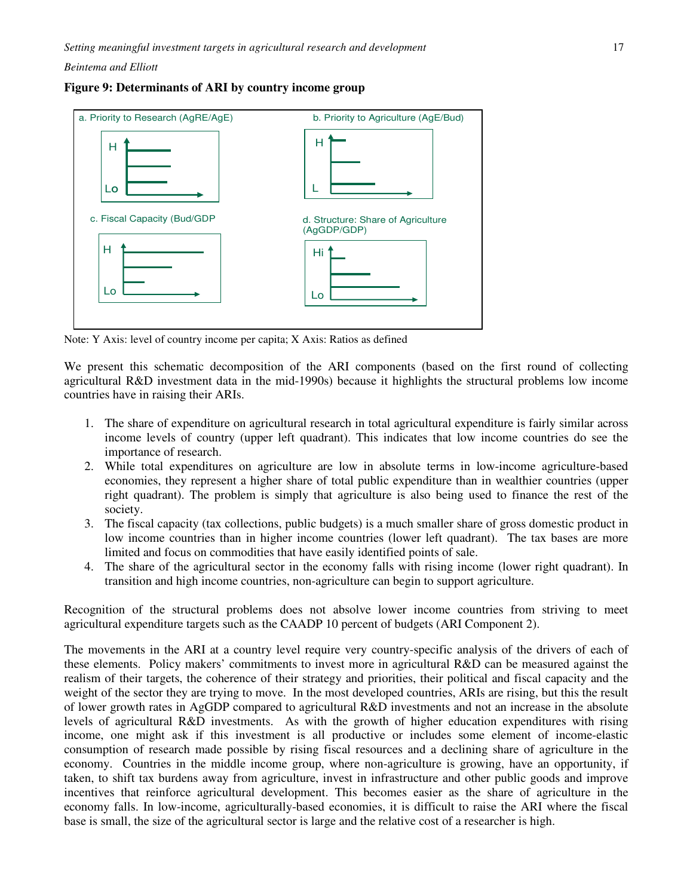**Figure 9: Determinants of ARI by country income group**

a. Priority to Research (AgRE/AgE)

b. Priority to Agriculture (AgE/Bud)

c. Fiscal Capacity (Bud/GDP

d. Structure: Share of Agriculture (AgGDP/GDP)

Note: Y Axis: level of country income per capita; X Axis: Ratios as defined

We present this schematic decomposition of the ARI components (based on the first round of collecting agricultural R&D investment data in the mid-1990s) because it highlights the structural problems low income countries have in raising their ARIs.

1. The share of expenditure on agricultural research in total agricultural expenditure is fairly similar across income levels of country (upper left quadrant). This indicates that low income countries do see the importance of research.
2. While total expenditures on agriculture are low in absolute terms in low-income agriculture-based economies, they represent a higher share of total public expenditure than in wealthier countries (upper right quadrant). The problem is simply that agriculture is also being used to finance the rest of the society.
3. The fiscal capacity (tax collections, public budgets) is a much smaller share of gross domestic product in low income countries than in higher income countries (lower left quadrant). The tax bases are more limited and focus on commodities that have easily identified points of sale.
4. The share of the agricultural sector in the economy falls with rising income (lower right quadrant). In transition and high income countries, non-agriculture can begin to support agriculture.

Recognition of the structural problems does not absolve lower income countries from striving to meet agricultural expenditure targets such as the CAADP 10 percent of budgets (ARI Component 2).

The movements in the ARI at a country level require very country-specific analysis of the drivers of each of these elements. Policy makers' commitments to invest more in agricultural R&D can be measured against the realism of their targets, the coherence of their strategy and priorities, their political and fiscal capacity and the weight of the sector they are trying to move. In the most developed countries, ARIs are rising, but this the result of lower growth rates in AgGDP compared to agricultural R&D investments and not an increase in the absolute levels of agricultural R&D investments. As with the growth of higher education expenditures with rising income, one might ask if this investment is all productive or includes some element of income-elastic consumption of research made possible by rising fiscal resources and a declining share of agriculture in the economy. Countries in the middle income group, where non-agriculture is growing, have an opportunity, if taken, to shift tax burdens away from agriculture, invest in infrastructure and other public goods and improve incentives that reinforce agricultural development. This becomes easier as the share of agriculture in the economy falls. In low-income, agriculturally-based economies, it is difficult to raise the ARI where the fiscal base is small, the size of the agricultural sector is large and the relative cost of a researcher is high.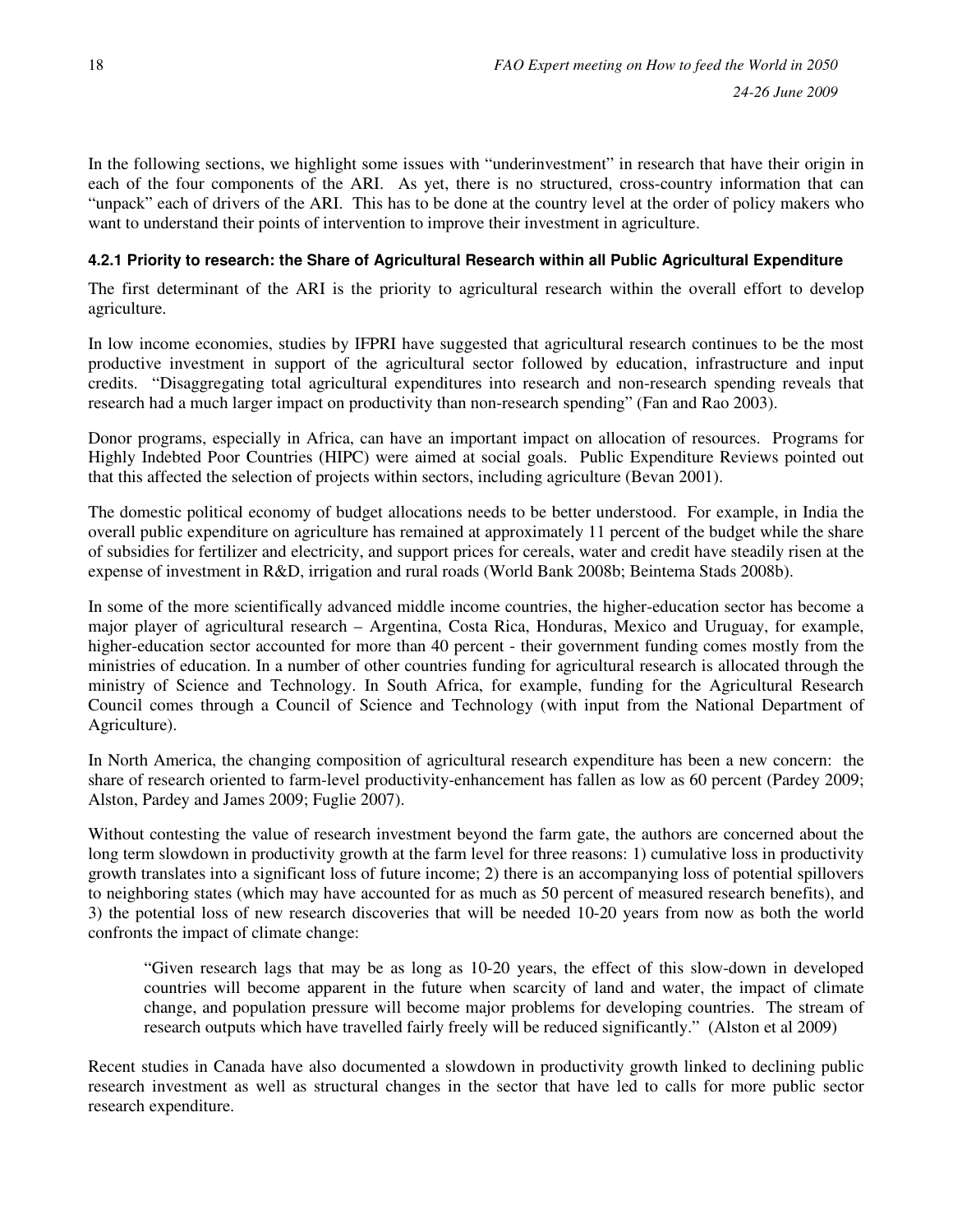In the following sections, we highlight some issues with "underinvestment" in research that have their origin in each of the four components of the ARI. As yet, there is no structured, cross-country information that can "unpack" each of drivers of the ARI. This has to be done at the country level at the order of policy makers who want to understand their points of intervention to improve their investment in agriculture.

#### 4.2.1 Priority to research: the Share of Agricultural Research within all Public Agricultural Expenditure

The first determinant of the ARI is the priority to agricultural research within the overall effort to develop agriculture.

In low income economies, studies by IFPRI have suggested that agricultural research continues to be the most productive investment in support of the agricultural sector followed by education, infrastructure and input credits. "Disaggregating total agricultural expenditures into research and non-research spending reveals that research had a much larger impact on productivity than non-research spending" (Fan and Rao 2003).

Donor programs, especially in Africa, can have an important impact on allocation of resources. Programs for Highly Indebted Poor Countries (HIPC) were aimed at social goals. Public Expenditure Reviews pointed out that this affected the selection of projects within sectors, including agriculture (Bevan 2001).

The domestic political economy of budget allocations needs to be better understood. For example, in India the overall public expenditure on agriculture has remained at approximately 11 percent of the budget while the share of subsidies for fertilizer and electricity, and support prices for cereals, water and credit have steadily risen at the expense of investment in R&D, irrigation and rural roads (World Bank 2008b; Beintema Stads 2008b).

In some of the more scientifically advanced middle income countries, the higher-education sector has become a major player of agricultural research – Argentina, Costa Rica, Honduras, Mexico and Uruguay, for example, higher-education sector accounted for more than 40 percent - their government funding comes mostly from the ministries of education. In a number of other countries funding for agricultural research is allocated through the ministry of Science and Technology. In South Africa, for example, funding for the Agricultural Research Council comes through a Council of Science and Technology (with input from the National Department of Agriculture).

In North America, the changing composition of agricultural research expenditure has been a new concern: the share of research oriented to farm-level productivity-enhancement has fallen as low as 60 percent (Pardey 2009; Alston, Pardey and James 2009; Fuglie 2007).

Without contesting the value of research investment beyond the farm gate, the authors are concerned about the long term slowdown in productivity growth at the farm level for three reasons: 1) cumulative loss in productivity growth translates into a significant loss of future income; 2) there is an accompanying loss of potential spillovers to neighboring states (which may have accounted for as much as 50 percent of measured research benefits), and 3) the potential loss of new research discoveries that will be needed 10-20 years from now as both the world confronts the impact of climate change:

> "Given research lags that may be as long as 10-20 years, the effect of this slow-down in developed countries will become apparent in the future when scarcity of land and water, the impact of climate change, and population pressure will become major problems for developing countries. The stream of research outputs which have travelled fairly freely will be reduced significantly." (Alston et al 2009)

Recent studies in Canada have also documented a slowdown in productivity growth linked to declining public research investment as well as structural changes in the sector that have led to calls for more public sector research expenditure.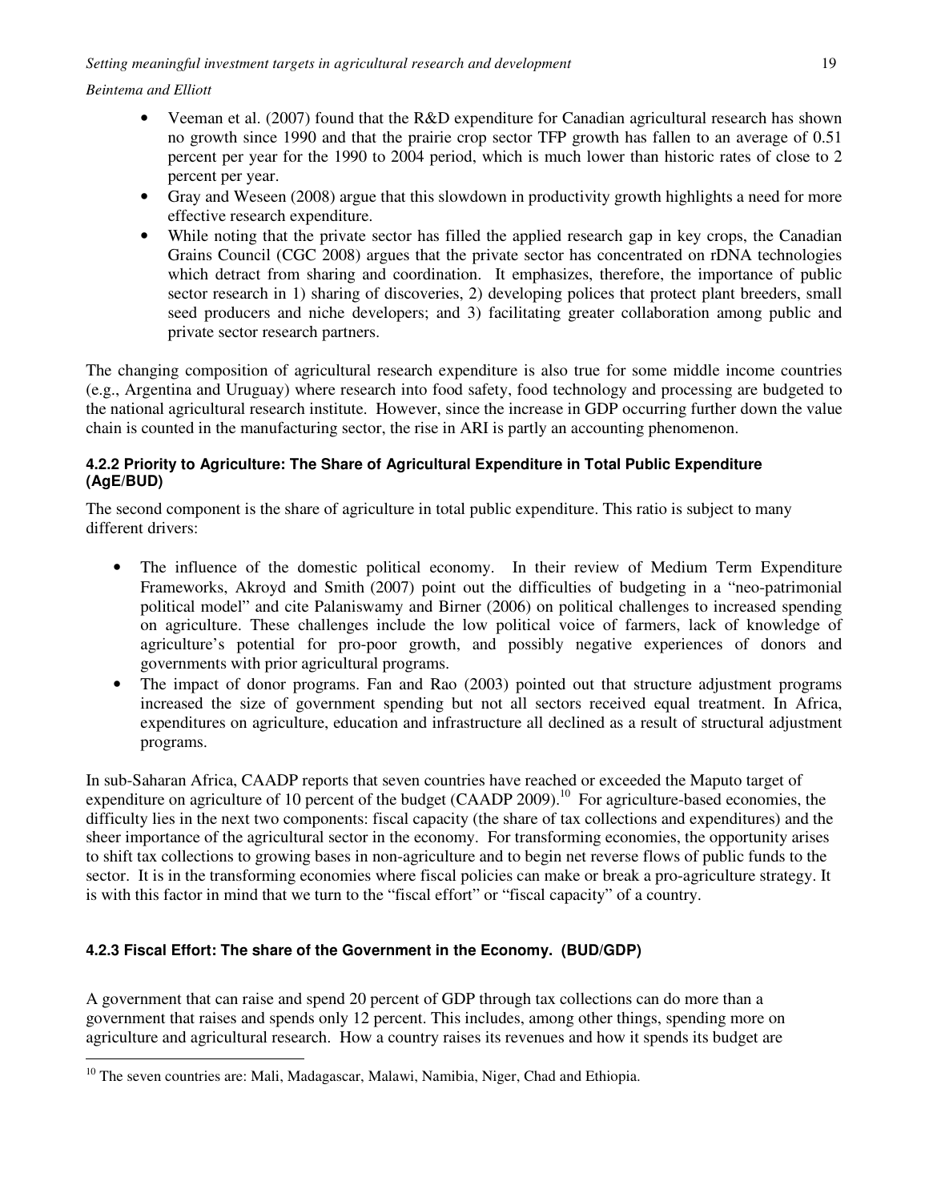- Veeman et al. (2007) found that the R&D expenditure for Canadian agricultural research has shown no growth since 1990 and that the prairie crop sector TFP growth has fallen to an average of 0.51 percent per year for the 1990 to 2004 period, which is much lower than historic rates of close to 2 percent per year.
- Gray and Weseen (2008) argue that this slowdown in productivity growth highlights a need for more effective research expenditure.
- While noting that the private sector has filled the applied research gap in key crops, the Canadian Grains Council (CGC 2008) argues that the private sector has concentrated on rDNA technologies which detract from sharing and coordination. It emphasizes, therefore, the importance of public sector research in 1) sharing of discoveries, 2) developing polices that protect plant breeders, small seed producers and niche developers; and 3) facilitating greater collaboration among public and private sector research partners.

The changing composition of agricultural research expenditure is also true for some middle income countries (e.g., Argentina and Uruguay) where research into food safety, food technology and processing are budgeted to the national agricultural research institute. However, since the increase in GDP occurring further down the value chain is counted in the manufacturing sector, the rise in ARI is partly an accounting phenomenon.

#### 4.2.2 Priority to Agriculture: The Share of Agricultural Expenditure in Total Public Expenditure (AgE/BUD)

The second component is the share of agriculture in total public expenditure. This ratio is subject to many different drivers:

- The influence of the domestic political economy. In their review of Medium Term Expenditure Frameworks, Akroyd and Smith (2007) point out the difficulties of budgeting in a "neo-patrimonial political model" and cite Palaniswamy and Birner (2006) on political challenges to increased spending on agriculture. These challenges include the low political voice of farmers, lack of knowledge of agriculture's potential for pro-poor growth, and possibly negative experiences of donors and governments with prior agricultural programs.
- The impact of donor programs. Fan and Rao (2003) pointed out that structure adjustment programs increased the size of government spending but not all sectors received equal treatment. In Africa, expenditures on agriculture, education and infrastructure all declined as a result of structural adjustment programs.

In sub-Saharan Africa, CAADP reports that seven countries have reached or exceeded the Maputo target of expenditure on agriculture of 10 percent of the budget (CAADP 2009).[10] For agriculture-based economies, the difficulty lies in the next two components: fiscal capacity (the share of tax collections and expenditures) and the sheer importance of the agricultural sector in the economy. For transforming economies, the opportunity arises to shift tax collections to growing bases in non-agriculture and to begin net reverse flows of public funds to the sector. It is in the transforming economies where fiscal policies can make or break a pro-agriculture strategy. It is with this factor in mind that we turn to the "fiscal effort" or "fiscal capacity" of a country.

#### 4.2.3 Fiscal Effort: The share of the Government in the Economy. (BUD/GDP)

A government that can raise and spend 20 percent of GDP through tax collections can do more than a government that raises and spends only 12 percent. This includes, among other things, spending more on agriculture and agricultural research. How a country raises its revenues and how it spends its budget are

[10] The seven countries are: Mali, Madagascar, Malawi, Namibia, Niger, Chad and Ethiopia.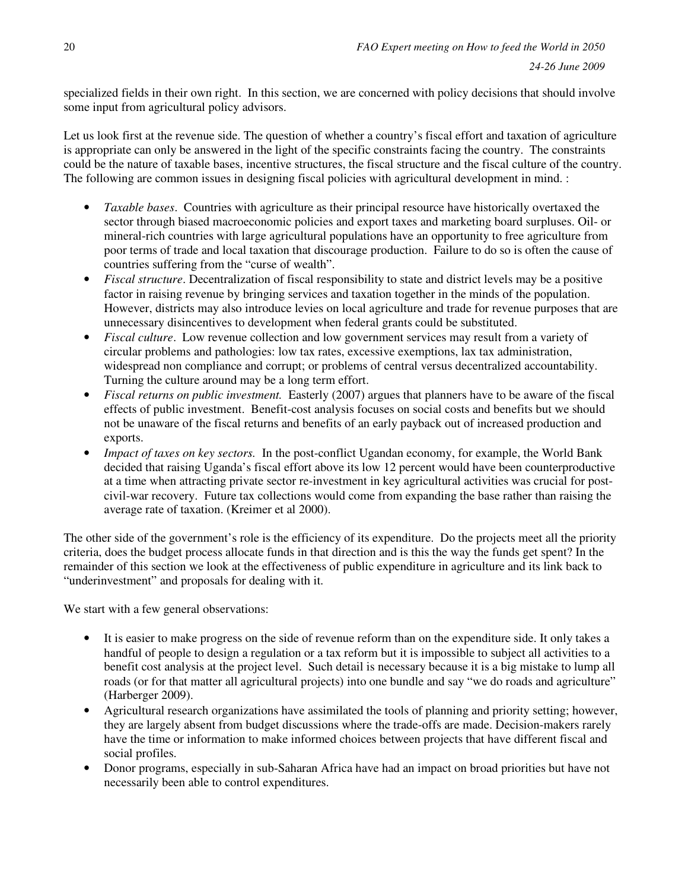specialized fields in their own right. In this section, we are concerned with policy decisions that should involve some input from agricultural policy advisors.

Let us look first at the revenue side. The question of whether a country's fiscal effort and taxation of agriculture is appropriate can only be answered in the light of the specific constraints facing the country. The constraints could be the nature of taxable bases, incentive structures, the fiscal structure and the fiscal culture of the country. The following are common issues in designing fiscal policies with agricultural development in mind. :

- *Taxable bases*. Countries with agriculture as their principal resource have historically overtaxed the sector through biased macroeconomic policies and export taxes and marketing board surpluses. Oil- or mineral-rich countries with large agricultural populations have an opportunity to free agriculture from poor terms of trade and local taxation that discourage production. Failure to do so is often the cause of countries suffering from the "curse of wealth".
- *Fiscal structure*. Decentralization of fiscal responsibility to state and district levels may be a positive factor in raising revenue by bringing services and taxation together in the minds of the population. However, districts may also introduce levies on local agriculture and trade for revenue purposes that are unnecessary disincentives to development when federal grants could be substituted.
- *Fiscal culture*. Low revenue collection and low government services may result from a variety of circular problems and pathologies: low tax rates, excessive exemptions, lax tax administration, widespread non compliance and corrupt; or problems of central versus decentralized accountability. Turning the culture around may be a long term effort.
- *Fiscal returns on public investment.* Easterly (2007) argues that planners have to be aware of the fiscal effects of public investment. Benefit-cost analysis focuses on social costs and benefits but we should not be unaware of the fiscal returns and benefits of an early payback out of increased production and exports.
- *Impact of taxes on key sectors.* In the post-conflict Ugandan economy, for example, the World Bank decided that raising Uganda's fiscal effort above its low 12 percent would have been counterproductive at a time when attracting private sector re-investment in key agricultural activities was crucial for post-civil-war recovery. Future tax collections would come from expanding the base rather than raising the average rate of taxation. (Kreimer et al 2000).

The other side of the government's role is the efficiency of its expenditure. Do the projects meet all the priority criteria, does the budget process allocate funds in that direction and is this the way the funds get spent? In the remainder of this section we look at the effectiveness of public expenditure in agriculture and its link back to "underinvestment" and proposals for dealing with it.

We start with a few general observations:

- It is easier to make progress on the side of revenue reform than on the expenditure side. It only takes a handful of people to design a regulation or a tax reform but it is impossible to subject all activities to a benefit cost analysis at the project level. Such detail is necessary because it is a big mistake to lump all roads (or for that matter all agricultural projects) into one bundle and say "we do roads and agriculture" (Harberger 2009).
- Agricultural research organizations have assimilated the tools of planning and priority setting; however, they are largely absent from budget discussions where the trade-offs are made. Decision-makers rarely have the time or information to make informed choices between projects that have different fiscal and social profiles.
- Donor programs, especially in sub-Saharan Africa have had an impact on broad priorities but have not necessarily been able to control expenditures.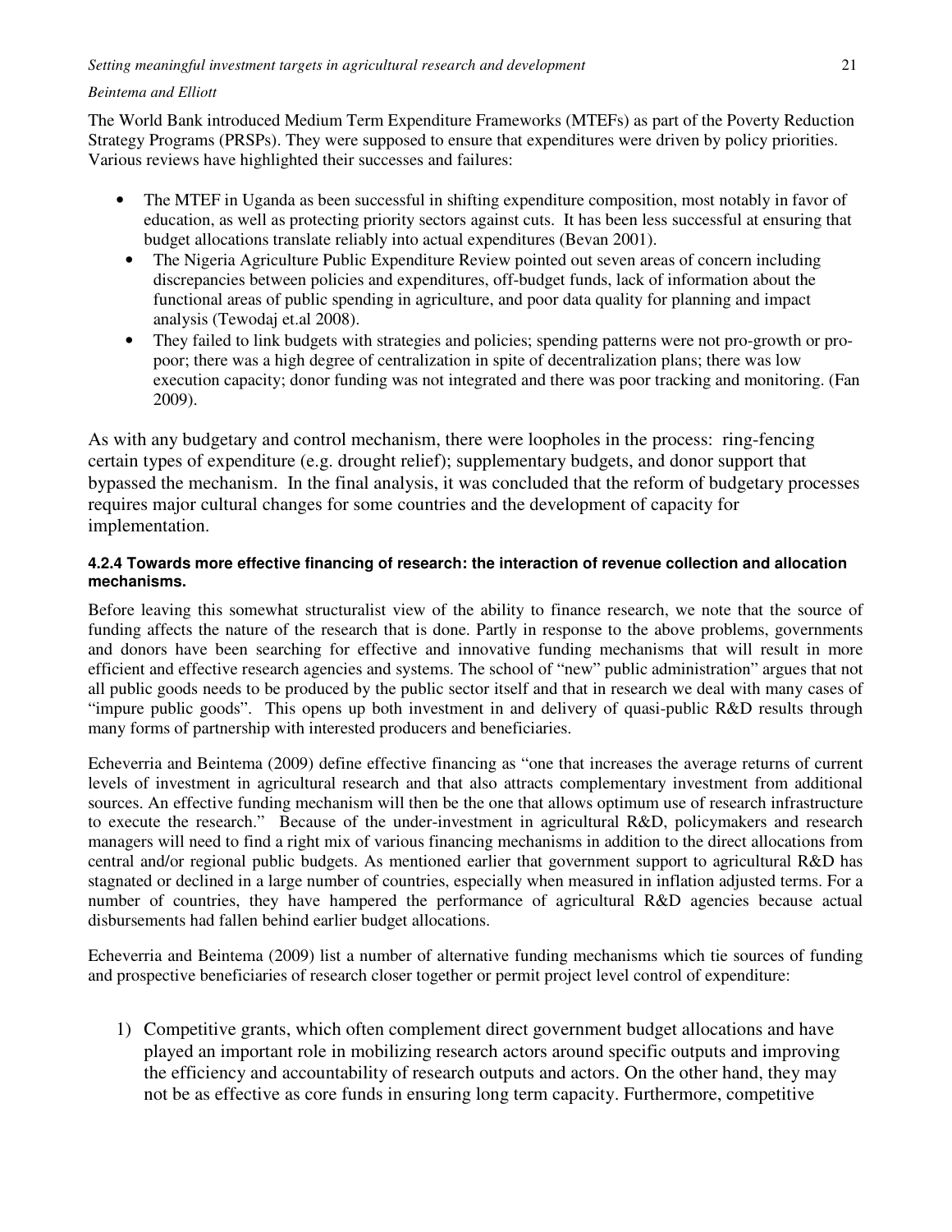The World Bank introduced Medium Term Expenditure Frameworks (MTEFs) as part of the Poverty Reduction Strategy Programs (PRSPs). They were supposed to ensure that expenditures were driven by policy priorities. Various reviews have highlighted their successes and failures:

- The MTEF in Uganda as been successful in shifting expenditure composition, most notably in favor of education, as well as protecting priority sectors against cuts. It has been less successful at ensuring that budget allocations translate reliably into actual expenditures (Bevan 2001).
- The Nigeria Agriculture Public Expenditure Review pointed out seven areas of concern including discrepancies between policies and expenditures, off-budget funds, lack of information about the functional areas of public spending in agriculture, and poor data quality for planning and impact analysis (Tewodaj et.al 2008).
- They failed to link budgets with strategies and policies; spending patterns were not pro-growth or pro-poor; there was a high degree of centralization in spite of decentralization plans; there was low execution capacity; donor funding was not integrated and there was poor tracking and monitoring. (Fan 2009).

As with any budgetary and control mechanism, there were loopholes in the process: ring-fencing certain types of expenditure (e.g. drought relief); supplementary budgets, and donor support that bypassed the mechanism. In the final analysis, it was concluded that the reform of budgetary processes requires major cultural changes for some countries and the development of capacity for implementation.

#### 4.2.4 Towards more effective financing of research: the interaction of revenue collection and allocation mechanisms.

Before leaving this somewhat structuralist view of the ability to finance research, we note that the source of funding affects the nature of the research that is done. Partly in response to the above problems, governments and donors have been searching for effective and innovative funding mechanisms that will result in more efficient and effective research agencies and systems. The school of "new" public administration" argues that not all public goods needs to be produced by the public sector itself and that in research we deal with many cases of "impure public goods". This opens up both investment in and delivery of quasi-public R&D results through many forms of partnership with interested producers and beneficiaries.

Echeverria and Beintema (2009) define effective financing as "one that increases the average returns of current levels of investment in agricultural research and that also attracts complementary investment from additional sources. An effective funding mechanism will then be the one that allows optimum use of research infrastructure to execute the research." Because of the under-investment in agricultural R&D, policymakers and research managers will need to find a right mix of various financing mechanisms in addition to the direct allocations from central and/or regional public budgets. As mentioned earlier that government support to agricultural R&D has stagnated or declined in a large number of countries, especially when measured in inflation adjusted terms. For a number of countries, they have hampered the performance of agricultural R&D agencies because actual disbursements had fallen behind earlier budget allocations.

Echeverria and Beintema (2009) list a number of alternative funding mechanisms which tie sources of funding and prospective beneficiaries of research closer together or permit project level control of expenditure:

1) Competitive grants, which often complement direct government budget allocations and have played an important role in mobilizing research actors around specific outputs and improving the efficiency and accountability of research outputs and actors. On the other hand, they may not be as effective as core funds in ensuring long term capacity. Furthermore, competitive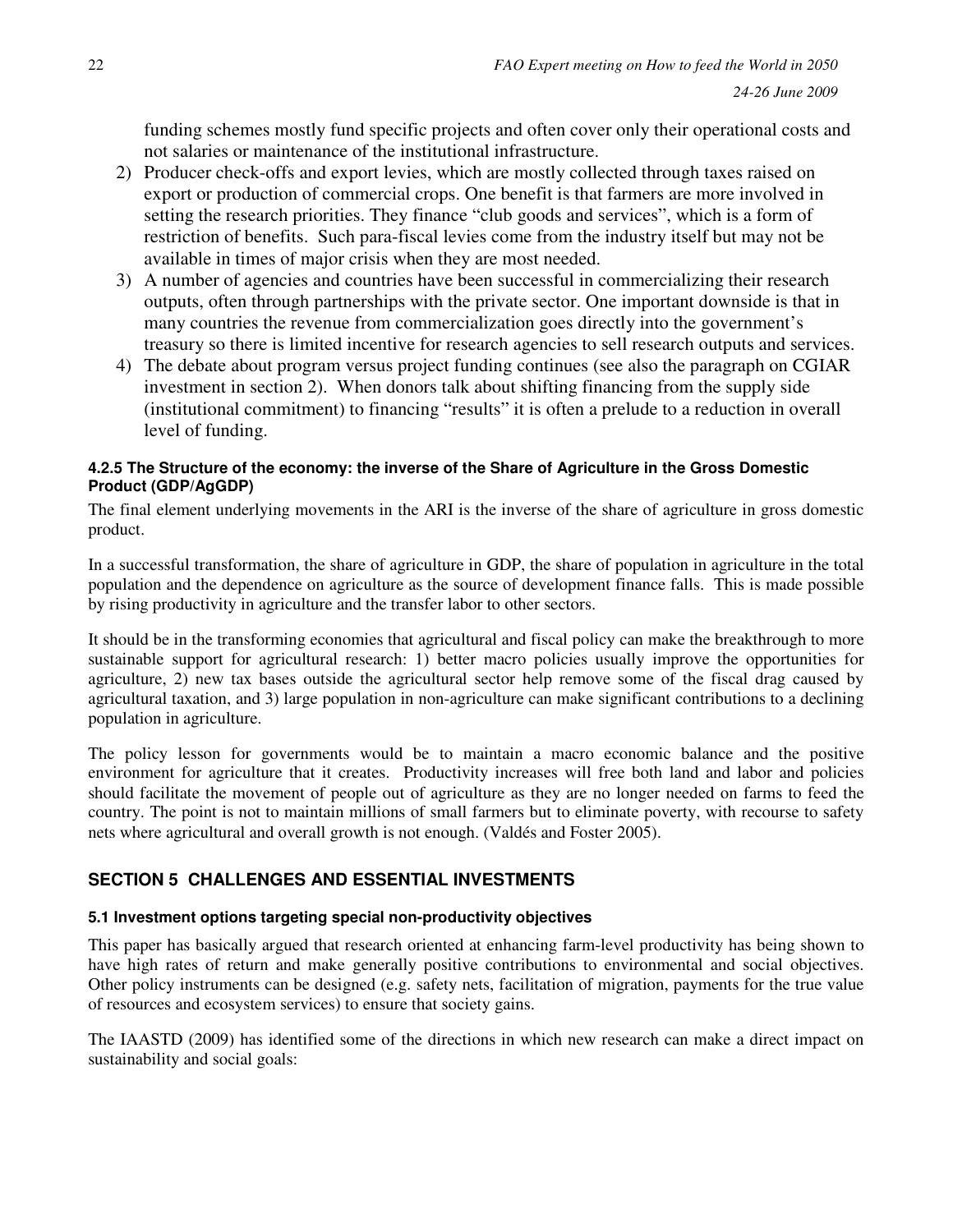funding schemes mostly fund specific projects and often cover only their operational costs and not salaries or maintenance of the institutional infrastructure.

2) Producer check-offs and export levies, which are mostly collected through taxes raised on export or production of commercial crops. One benefit is that farmers are more involved in setting the research priorities. They finance "club goods and services", which is a form of restriction of benefits. Such para-fiscal levies come from the industry itself but may not be available in times of major crisis when they are most needed.
3) A number of agencies and countries have been successful in commercializing their research outputs, often through partnerships with the private sector. One important downside is that in many countries the revenue from commercialization goes directly into the government's treasury so there is limited incentive for research agencies to sell research outputs and services.
4) The debate about program versus project funding continues (see also the paragraph on CGIAR investment in section 2). When donors talk about shifting financing from the supply side (institutional commitment) to financing "results" it is often a prelude to a reduction in overall level of funding.

#### 4.2.5 The Structure of the economy: the inverse of the Share of Agriculture in the Gross Domestic Product (GDP/AgGDP)

The final element underlying movements in the ARI is the inverse of the share of agriculture in gross domestic product.

In a successful transformation, the share of agriculture in GDP, the share of population in agriculture in the total population and the dependence on agriculture as the source of development finance falls. This is made possible by rising productivity in agriculture and the transfer labor to other sectors.

It should be in the transforming economies that agricultural and fiscal policy can make the breakthrough to more sustainable support for agricultural research: 1) better macro policies usually improve the opportunities for agriculture, 2) new tax bases outside the agricultural sector help remove some of the fiscal drag caused by agricultural taxation, and 3) large population in non-agriculture can make significant contributions to a declining population in agriculture.

The policy lesson for governments would be to maintain a macro economic balance and the positive environment for agriculture that it creates. Productivity increases will free both land and labor and policies should facilitate the movement of people out of agriculture as they are no longer needed on farms to feed the country. The point is not to maintain millions of small farmers but to eliminate poverty, with recourse to safety nets where agricultural and overall growth is not enough. (Valdés and Foster 2005).

## SECTION 5 CHALLENGES AND ESSENTIAL INVESTMENTS

### 5.1 Investment options targeting special non-productivity objectives

This paper has basically argued that research oriented at enhancing farm-level productivity has being shown to have high rates of return and make generally positive contributions to environmental and social objectives. Other policy instruments can be designed (e.g. safety nets, facilitation of migration, payments for the true value of resources and ecosystem services) to ensure that society gains.

The IAASTD (2009) has identified some of the directions in which new research can make a direct impact on sustainability and social goals: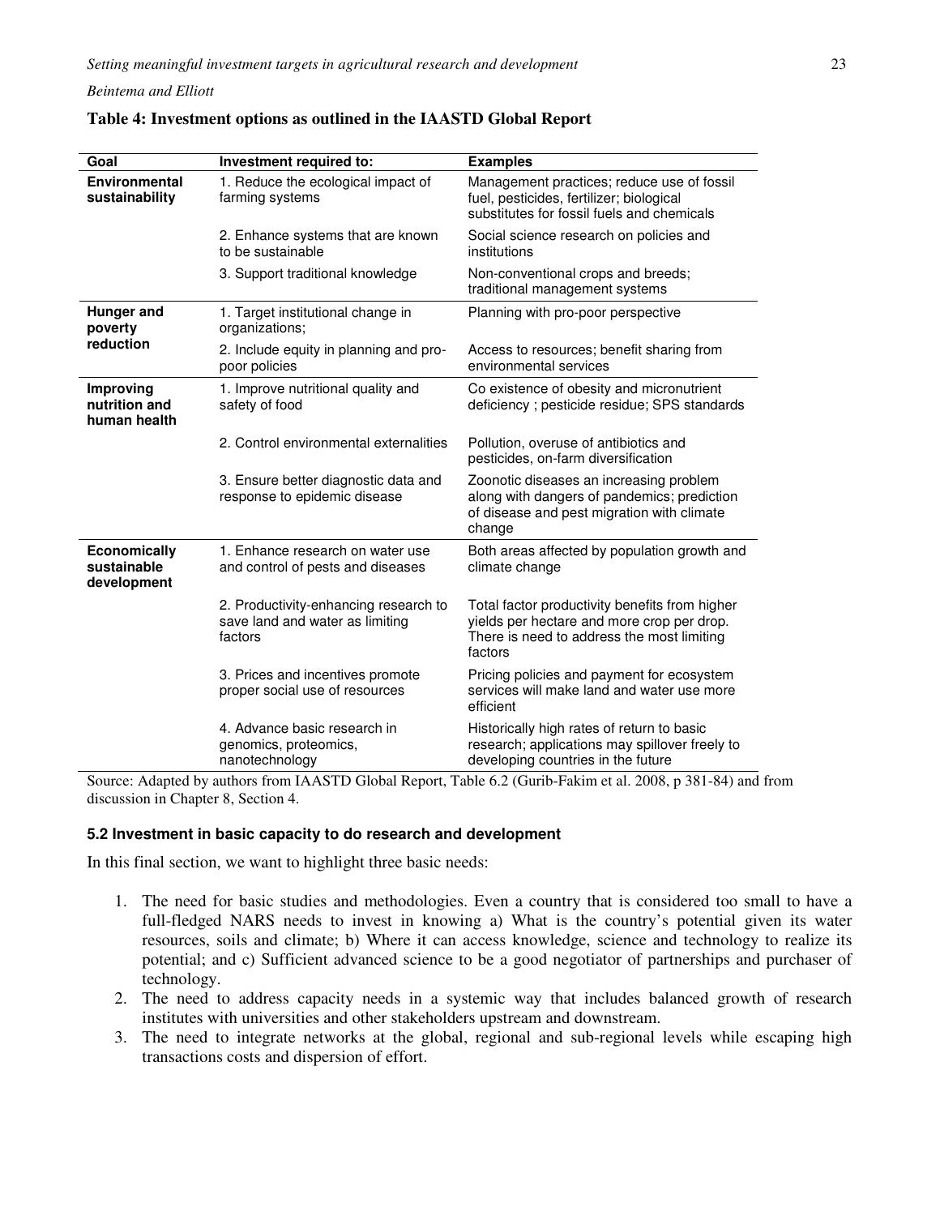**Table 4: Investment options as outlined in the IAASTD Global Report**

| Goal | Investment required to: | Examples |
|---|---|---|
| **Environmental sustainability** | 1. Reduce the ecological impact of farming systems | Management practices; reduce use of fossil fuel, pesticides, fertilizer; biological substitutes for fossil fuels and chemicals |
| | 2. Enhance systems that are known to be sustainable | Social science research on policies and institutions |
| | 3. Support traditional knowledge | Non-conventional crops and breeds; traditional management systems |
| **Hunger and poverty reduction** | 1. Target institutional change in organizations; | Planning with pro-poor perspective |
| | 2. Include equity in planning and pro-poor policies | Access to resources; benefit sharing from environmental services |
| **Improving nutrition and human health** | 1. Improve nutritional quality and safety of food | Co existence of obesity and micronutrient deficiency ; pesticide residue; SPS standards |
| | 2. Control environmental externalities | Pollution, overuse of antibiotics and pesticides, on-farm diversification |
| | 3. Ensure better diagnostic data and response to epidemic disease | Zoonotic diseases an increasing problem along with dangers of pandemics; prediction of disease and pest migration with climate change |
| **Economically sustainable development** | 1. Enhance research on water use and control of pests and diseases | Both areas affected by population growth and climate change |
| | 2. Productivity-enhancing research to save land and water as limiting factors | Total factor productivity benefits from higher yields per hectare and more crop per drop. There is need to address the most limiting factors |
| | 3. Prices and incentives promote proper social use of resources | Pricing policies and payment for ecosystem services will make land and water use more efficient |
| | 4. Advance basic research in genomics, proteomics, nanotechnology | Historically high rates of return to basic research; applications may spillover freely to developing countries in the future |

Source: Adapted by authors from IAASTD Global Report, Table 6.2 (Gurib-Fakim et al. 2008, p 381-84) and from discussion in Chapter 8, Section 4.

### 5.2 Investment in basic capacity to do research and development

In this final section, we want to highlight three basic needs:

1. The need for basic studies and methodologies. Even a country that is considered too small to have a full-fledged NARS needs to invest in knowing a) What is the country's potential given its water resources, soils and climate; b) Where it can access knowledge, science and technology to realize its potential; and c) Sufficient advanced science to be a good negotiator of partnerships and purchaser of technology.
2. The need to address capacity needs in a systemic way that includes balanced growth of research institutes with universities and other stakeholders upstream and downstream.
3. The need to integrate networks at the global, regional and sub-regional levels while escaping high transactions costs and dispersion of effort.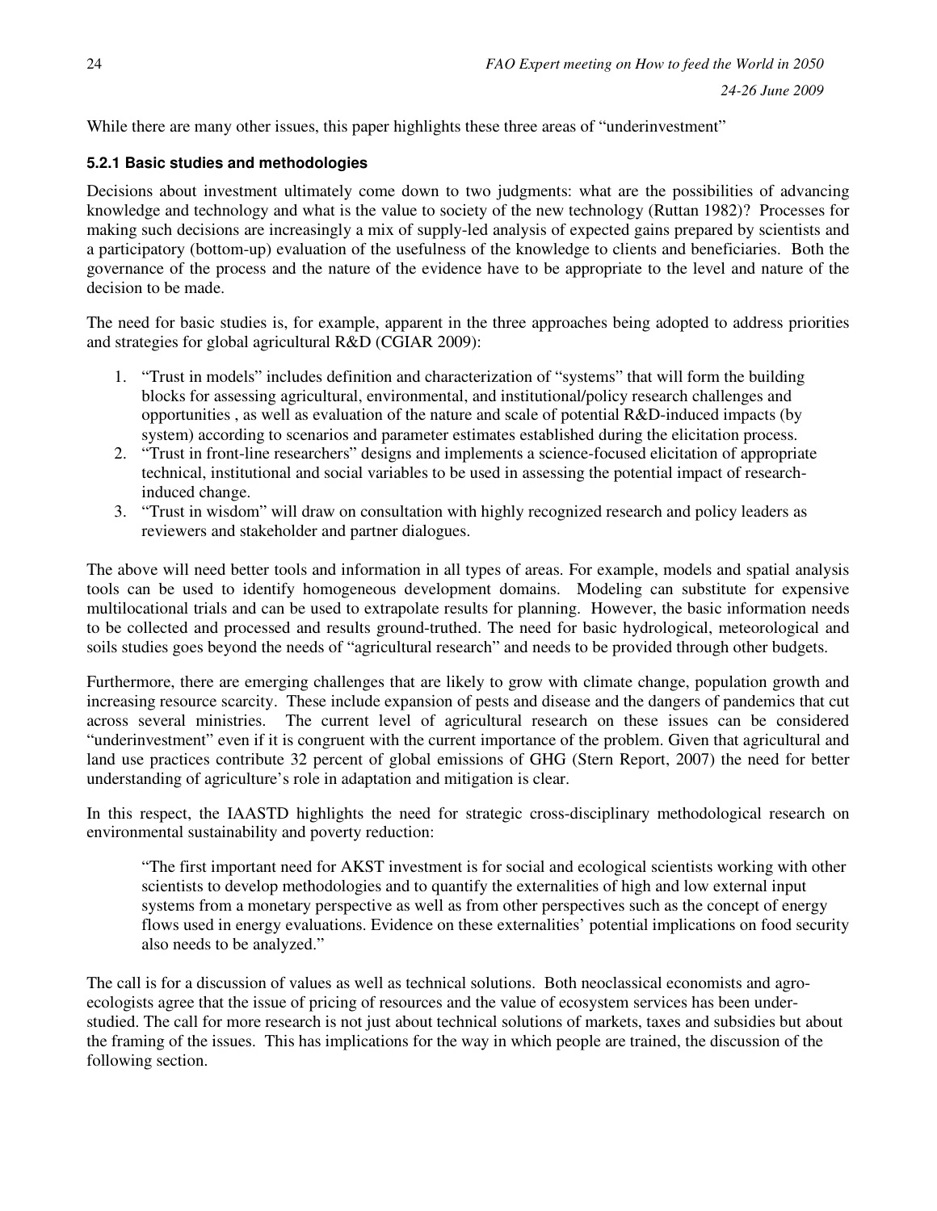While there are many other issues, this paper highlights these three areas of "underinvestment"

### 5.2.1 Basic studies and methodologies

Decisions about investment ultimately come down to two judgments: what are the possibilities of advancing knowledge and technology and what is the value to society of the new technology (Ruttan 1982)? Processes for making such decisions are increasingly a mix of supply-led analysis of expected gains prepared by scientists and a participatory (bottom-up) evaluation of the usefulness of the knowledge to clients and beneficiaries. Both the governance of the process and the nature of the evidence have to be appropriate to the level and nature of the decision to be made.

The need for basic studies is, for example, apparent in the three approaches being adopted to address priorities and strategies for global agricultural R&D (CGIAR 2009):

1. "Trust in models" includes definition and characterization of "systems" that will form the building blocks for assessing agricultural, environmental, and institutional/policy research challenges and opportunities , as well as evaluation of the nature and scale of potential R&D-induced impacts (by system) according to scenarios and parameter estimates established during the elicitation process.
2. "Trust in front-line researchers" designs and implements a science-focused elicitation of appropriate technical, institutional and social variables to be used in assessing the potential impact of research-induced change.
3. "Trust in wisdom" will draw on consultation with highly recognized research and policy leaders as reviewers and stakeholder and partner dialogues.

The above will need better tools and information in all types of areas. For example, models and spatial analysis tools can be used to identify homogeneous development domains. Modeling can substitute for expensive multilocational trials and can be used to extrapolate results for planning. However, the basic information needs to be collected and processed and results ground-truthed. The need for basic hydrological, meteorological and soils studies goes beyond the needs of "agricultural research" and needs to be provided through other budgets.

Furthermore, there are emerging challenges that are likely to grow with climate change, population growth and increasing resource scarcity. These include expansion of pests and disease and the dangers of pandemics that cut across several ministries. The current level of agricultural research on these issues can be considered "underinvestment" even if it is congruent with the current importance of the problem. Given that agricultural and land use practices contribute 32 percent of global emissions of GHG (Stern Report, 2007) the need for better understanding of agriculture's role in adaptation and mitigation is clear.

In this respect, the IAASTD highlights the need for strategic cross-disciplinary methodological research on environmental sustainability and poverty reduction:

> "The first important need for AKST investment is for social and ecological scientists working with other scientists to develop methodologies and to quantify the externalities of high and low external input systems from a monetary perspective as well as from other perspectives such as the concept of energy flows used in energy evaluations. Evidence on these externalities' potential implications on food security also needs to be analyzed."

The call is for a discussion of values as well as technical solutions. Both neoclassical economists and agro-ecologists agree that the issue of pricing of resources and the value of ecosystem services has been under-studied. The call for more research is not just about technical solutions of markets, taxes and subsidies but about the framing of the issues. This has implications for the way in which people are trained, the discussion of the following section.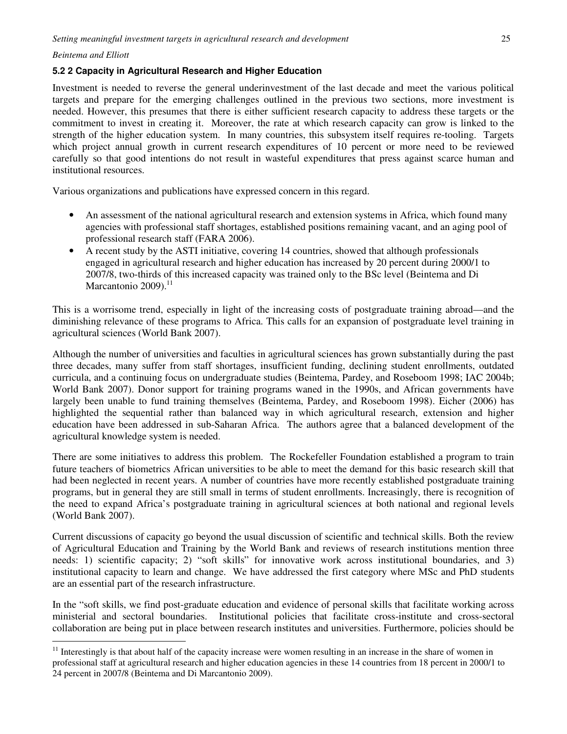### 5.2 2 Capacity in Agricultural Research and Higher Education

Investment is needed to reverse the general underinvestment of the last decade and meet the various political targets and prepare for the emerging challenges outlined in the previous two sections, more investment is needed. However, this presumes that there is either sufficient research capacity to address these targets or the commitment to invest in creating it. Moreover, the rate at which research capacity can grow is linked to the strength of the higher education system. In many countries, this subsystem itself requires re-tooling. Targets which project annual growth in current research expenditures of 10 percent or more need to be reviewed carefully so that good intentions do not result in wasteful expenditures that press against scarce human and institutional resources.

Various organizations and publications have expressed concern in this regard.

- An assessment of the national agricultural research and extension systems in Africa, which found many agencies with professional staff shortages, established positions remaining vacant, and an aging pool of professional research staff (FARA 2006).
- A recent study by the ASTI initiative, covering 14 countries, showed that although professionals engaged in agricultural research and higher education has increased by 20 percent during 2000/1 to 2007/8, two-thirds of this increased capacity was trained only to the BSc level (Beintema and Di Marcantonio 2009).[11]

This is a worrisome trend, especially in light of the increasing costs of postgraduate training abroad—and the diminishing relevance of these programs to Africa. This calls for an expansion of postgraduate level training in agricultural sciences (World Bank 2007).

Although the number of universities and faculties in agricultural sciences has grown substantially during the past three decades, many suffer from staff shortages, insufficient funding, declining student enrollments, outdated curricula, and a continuing focus on undergraduate studies (Beintema, Pardey, and Roseboom 1998; IAC 2004b; World Bank 2007). Donor support for training programs waned in the 1990s, and African governments have largely been unable to fund training themselves (Beintema, Pardey, and Roseboom 1998). Eicher (2006) has highlighted the sequential rather than balanced way in which agricultural research, extension and higher education have been addressed in sub-Saharan Africa. The authors agree that a balanced development of the agricultural knowledge system is needed.

There are some initiatives to address this problem. The Rockefeller Foundation established a program to train future teachers of biometrics African universities to be able to meet the demand for this basic research skill that had been neglected in recent years. A number of countries have more recently established postgraduate training programs, but in general they are still small in terms of student enrollments. Increasingly, there is recognition of the need to expand Africa's postgraduate training in agricultural sciences at both national and regional levels (World Bank 2007).

Current discussions of capacity go beyond the usual discussion of scientific and technical skills. Both the review of Agricultural Education and Training by the World Bank and reviews of research institutions mention three needs: 1) scientific capacity; 2) "soft skills" for innovative work across institutional boundaries, and 3) institutional capacity to learn and change. We have addressed the first category where MSc and PhD students are an essential part of the research infrastructure.

In the "soft skills, we find post-graduate education and evidence of personal skills that facilitate working across ministerial and sectoral boundaries. Institutional policies that facilitate cross-institute and cross-sectoral collaboration are being put in place between research institutes and universities. Furthermore, policies should be

[11] Interestingly is that about half of the capacity increase were women resulting in an increase in the share of women in professional staff at agricultural research and higher education agencies in these 14 countries from 18 percent in 2000/1 to 24 percent in 2007/8 (Beintema and Di Marcantonio 2009).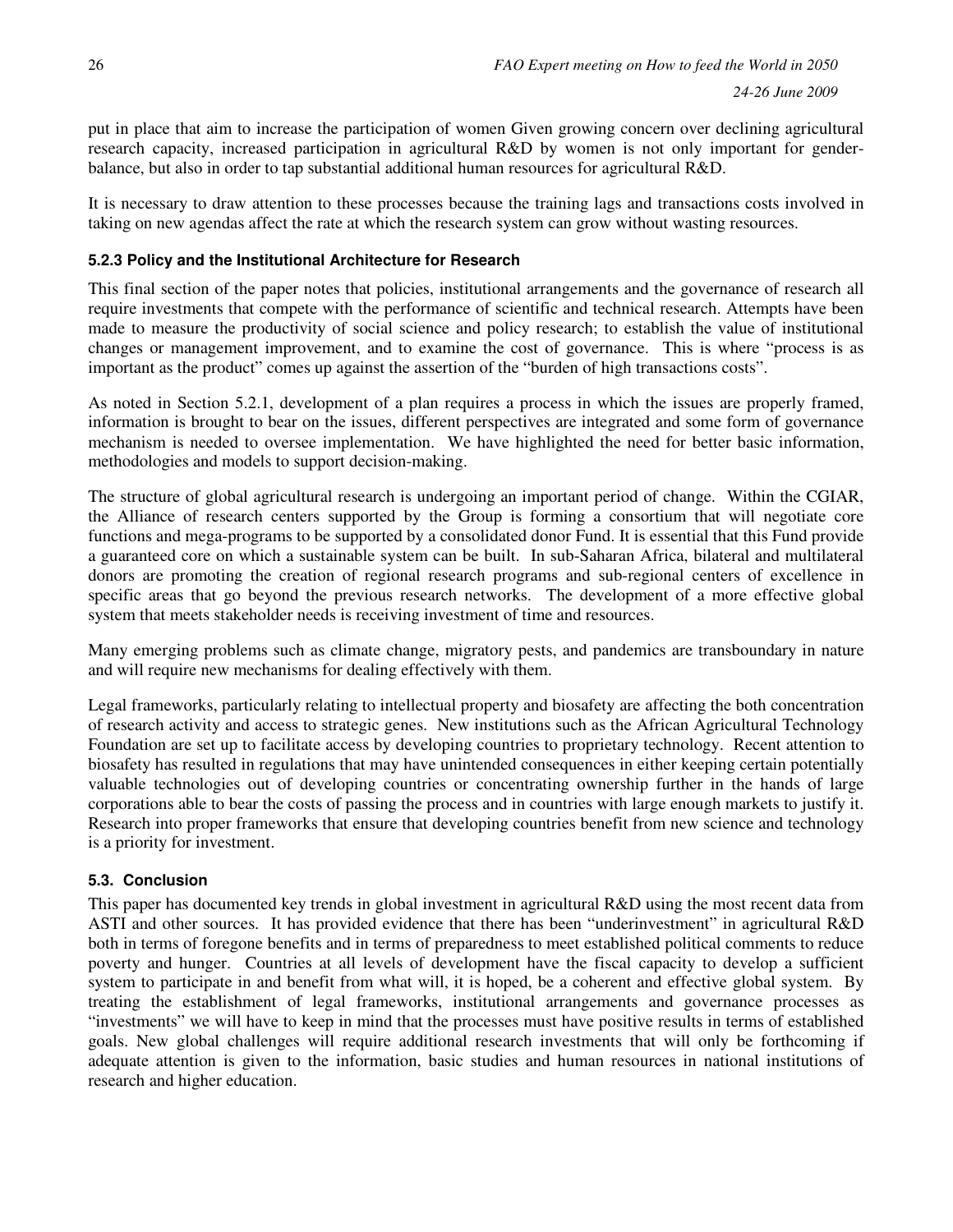put in place that aim to increase the participation of women Given growing concern over declining agricultural research capacity, increased participation in agricultural R&D by women is not only important for gender-balance, but also in order to tap substantial additional human resources for agricultural R&D.

It is necessary to draw attention to these processes because the training lags and transactions costs involved in taking on new agendas affect the rate at which the research system can grow without wasting resources.

#### 5.2.3 Policy and the Institutional Architecture for Research

This final section of the paper notes that policies, institutional arrangements and the governance of research all require investments that compete with the performance of scientific and technical research. Attempts have been made to measure the productivity of social science and policy research; to establish the value of institutional changes or management improvement, and to examine the cost of governance. This is where "process is as important as the product" comes up against the assertion of the "burden of high transactions costs".

As noted in Section 5.2.1, development of a plan requires a process in which the issues are properly framed, information is brought to bear on the issues, different perspectives are integrated and some form of governance mechanism is needed to oversee implementation. We have highlighted the need for better basic information, methodologies and models to support decision-making.

The structure of global agricultural research is undergoing an important period of change. Within the CGIAR, the Alliance of research centers supported by the Group is forming a consortium that will negotiate core functions and mega-programs to be supported by a consolidated donor Fund. It is essential that this Fund provide a guaranteed core on which a sustainable system can be built. In sub-Saharan Africa, bilateral and multilateral donors are promoting the creation of regional research programs and sub-regional centers of excellence in specific areas that go beyond the previous research networks. The development of a more effective global system that meets stakeholder needs is receiving investment of time and resources.

Many emerging problems such as climate change, migratory pests, and pandemics are transboundary in nature and will require new mechanisms for dealing effectively with them.

Legal frameworks, particularly relating to intellectual property and biosafety are affecting the both concentration of research activity and access to strategic genes. New institutions such as the African Agricultural Technology Foundation are set up to facilitate access by developing countries to proprietary technology. Recent attention to biosafety has resulted in regulations that may have unintended consequences in either keeping certain potentially valuable technologies out of developing countries or concentrating ownership further in the hands of large corporations able to bear the costs of passing the process and in countries with large enough markets to justify it. Research into proper frameworks that ensure that developing countries benefit from new science and technology is a priority for investment.

### 5.3. Conclusion

This paper has documented key trends in global investment in agricultural R&D using the most recent data from ASTI and other sources. It has provided evidence that there has been "underinvestment" in agricultural R&D both in terms of foregone benefits and in terms of preparedness to meet established political comments to reduce poverty and hunger. Countries at all levels of development have the fiscal capacity to develop a sufficient system to participate in and benefit from what will, it is hoped, be a coherent and effective global system. By treating the establishment of legal frameworks, institutional arrangements and governance processes as "investments" we will have to keep in mind that the processes must have positive results in terms of established goals. New global challenges will require additional research investments that will only be forthcoming if adequate attention is given to the information, basic studies and human resources in national institutions of research and higher education.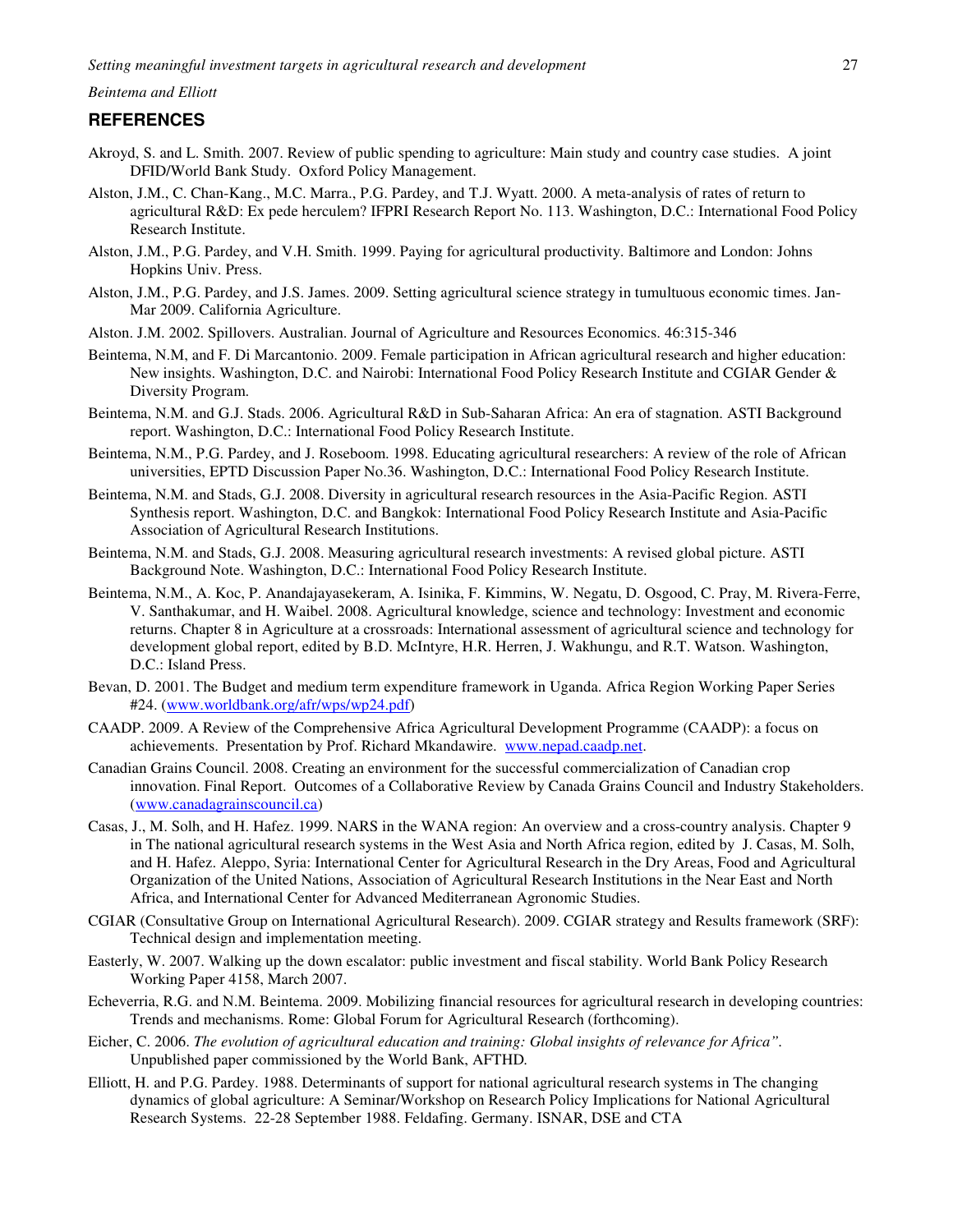## REFERENCES

Akroyd, S. and L. Smith. 2007. Review of public spending to agriculture: Main study and country case studies. A joint DFID/World Bank Study. Oxford Policy Management.

Alston, J.M., C. Chan-Kang., M.C. Marra., P.G. Pardey, and T.J. Wyatt. 2000. A meta-analysis of rates of return to agricultural R&D: Ex pede herculem? IFPRI Research Report No. 113. Washington, D.C.: International Food Policy Research Institute.

Alston, J.M., P.G. Pardey, and V.H. Smith. 1999. Paying for agricultural productivity. Baltimore and London: Johns Hopkins Univ. Press.

Alston, J.M., P.G. Pardey, and J.S. James. 2009. Setting agricultural science strategy in tumultuous economic times. Jan-Mar 2009. California Agriculture.

Alston. J.M. 2002. Spillovers. Australian. Journal of Agriculture and Resources Economics. 46:315-346

Beintema, N.M, and F. Di Marcantonio. 2009. Female participation in African agricultural research and higher education: New insights. Washington, D.C. and Nairobi: International Food Policy Research Institute and CGIAR Gender & Diversity Program.

Beintema, N.M. and G.J. Stads. 2006. Agricultural R&D in Sub-Saharan Africa: An era of stagnation. ASTI Background report. Washington, D.C.: International Food Policy Research Institute.

Beintema, N.M., P.G. Pardey, and J. Roseboom. 1998. Educating agricultural researchers: A review of the role of African universities, EPTD Discussion Paper No.36. Washington, D.C.: International Food Policy Research Institute.

Beintema, N.M. and Stads, G.J. 2008. Diversity in agricultural research resources in the Asia-Pacific Region. ASTI Synthesis report. Washington, D.C. and Bangkok: International Food Policy Research Institute and Asia-Pacific Association of Agricultural Research Institutions.

Beintema, N.M. and Stads, G.J. 2008. Measuring agricultural research investments: A revised global picture. ASTI Background Note. Washington, D.C.: International Food Policy Research Institute.

Beintema, N.M., A. Koc, P. Anandajayasekeram, A. Isinika, F. Kimmins, W. Negatu, D. Osgood, C. Pray, M. Rivera-Ferre, V. Santhakumar, and H. Waibel. 2008. Agricultural knowledge, science and technology: Investment and economic returns. Chapter 8 in Agriculture at a crossroads: International assessment of agricultural science and technology for development global report, edited by B.D. McIntyre, H.R. Herren, J. Wakhungu, and R.T. Watson. Washington, D.C.: Island Press.

Bevan, D. 2001. The Budget and medium term expenditure framework in Uganda. Africa Region Working Paper Series #24. (www.worldbank.org/afr/wps/wp24.pdf)

CAADP. 2009. A Review of the Comprehensive Africa Agricultural Development Programme (CAADP): a focus on achievements. Presentation by Prof. Richard Mkandawire. www.nepad.caadp.net.

Canadian Grains Council. 2008. Creating an environment for the successful commercialization of Canadian crop innovation. Final Report. Outcomes of a Collaborative Review by Canada Grains Council and Industry Stakeholders. (www.canadagrainscouncil.ca)

Casas, J., M. Solh, and H. Hafez. 1999. NARS in the WANA region: An overview and a cross-country analysis. Chapter 9 in The national agricultural research systems in the West Asia and North Africa region, edited by J. Casas, M. Solh, and H. Hafez. Aleppo, Syria: International Center for Agricultural Research in the Dry Areas, Food and Agricultural Organization of the United Nations, Association of Agricultural Research Institutions in the Near East and North Africa, and International Center for Advanced Mediterranean Agronomic Studies.

CGIAR (Consultative Group on International Agricultural Research). 2009. CGIAR strategy and Results framework (SRF): Technical design and implementation meeting.

Easterly, W. 2007. Walking up the down escalator: public investment and fiscal stability. World Bank Policy Research Working Paper 4158, March 2007.

Echeverria, R.G. and N.M. Beintema. 2009. Mobilizing financial resources for agricultural research in developing countries: Trends and mechanisms. Rome: Global Forum for Agricultural Research (forthcoming).

Eicher, C. 2006. *The evolution of agricultural education and training: Global insights of relevance for Africa".* Unpublished paper commissioned by the World Bank, AFTHD.

Elliott, H. and P.G. Pardey. 1988. Determinants of support for national agricultural research systems in The changing dynamics of global agriculture: A Seminar/Workshop on Research Policy Implications for National Agricultural Research Systems. 22-28 September 1988. Feldafing. Germany. ISNAR, DSE and CTA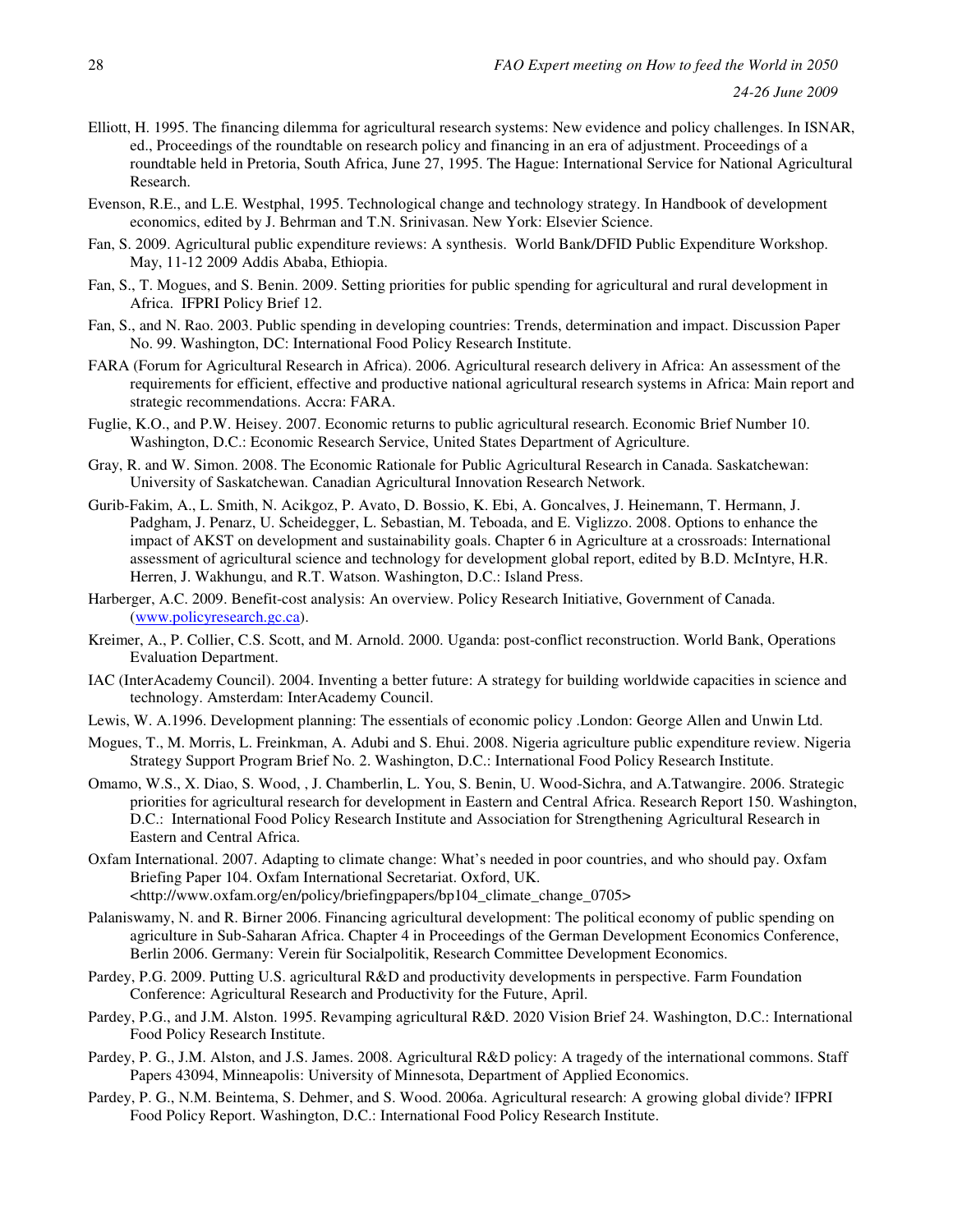Elliott, H. 1995. The financing dilemma for agricultural research systems: New evidence and policy challenges. In ISNAR, ed., Proceedings of the roundtable on research policy and financing in an era of adjustment. Proceedings of a roundtable held in Pretoria, South Africa, June 27, 1995. The Hague: International Service for National Agricultural Research.

Evenson, R.E., and L.E. Westphal, 1995. Technological change and technology strategy. In Handbook of development economics, edited by J. Behrman and T.N. Srinivasan. New York: Elsevier Science.

Fan, S. 2009. Agricultural public expenditure reviews: A synthesis. World Bank/DFID Public Expenditure Workshop. May, 11-12 2009 Addis Ababa, Ethiopia.

Fan, S., T. Mogues, and S. Benin. 2009. Setting priorities for public spending for agricultural and rural development in Africa. IFPRI Policy Brief 12.

Fan, S., and N. Rao. 2003. Public spending in developing countries: Trends, determination and impact. Discussion Paper No. 99. Washington, DC: International Food Policy Research Institute.

FARA (Forum for Agricultural Research in Africa). 2006. Agricultural research delivery in Africa: An assessment of the requirements for efficient, effective and productive national agricultural research systems in Africa: Main report and strategic recommendations. Accra: FARA.

Fuglie, K.O., and P.W. Heisey. 2007. Economic returns to public agricultural research. Economic Brief Number 10. Washington, D.C.: Economic Research Service, United States Department of Agriculture.

Gray, R. and W. Simon. 2008. The Economic Rationale for Public Agricultural Research in Canada. Saskatchewan: University of Saskatchewan. Canadian Agricultural Innovation Research Network.

Gurib-Fakim, A., L. Smith, N. Acikgoz, P. Avato, D. Bossio, K. Ebi, A. Goncalves, J. Heinemann, T. Hermann, J. Padgham, J. Penarz, U. Scheidegger, L. Sebastian, M. Teboada, and E. Viglizzo. 2008. Options to enhance the impact of AKST on development and sustainability goals. Chapter 6 in Agriculture at a crossroads: International assessment of agricultural science and technology for development global report, edited by B.D. McIntyre, H.R. Herren, J. Wakhungu, and R.T. Watson. Washington, D.C.: Island Press.

Harberger, A.C. 2009. Benefit-cost analysis: An overview. Policy Research Initiative, Government of Canada. (www.policyresearch.gc.ca).

Kreimer, A., P. Collier, C.S. Scott, and M. Arnold. 2000. Uganda: post-conflict reconstruction. World Bank, Operations Evaluation Department.

IAC (InterAcademy Council). 2004. Inventing a better future: A strategy for building worldwide capacities in science and technology. Amsterdam: InterAcademy Council.

Lewis, W. A.1996. Development planning: The essentials of economic policy .London: George Allen and Unwin Ltd.

Mogues, T., M. Morris, L. Freinkman, A. Adubi and S. Ehui. 2008. Nigeria agriculture public expenditure review. Nigeria Strategy Support Program Brief No. 2. Washington, D.C.: International Food Policy Research Institute.

Omamo, W.S., X. Diao, S. Wood, , J. Chamberlin, L. You, S. Benin, U. Wood-Sichra, and A.Tatwangire. 2006. Strategic priorities for agricultural research for development in Eastern and Central Africa. Research Report 150. Washington, D.C.: International Food Policy Research Institute and Association for Strengthening Agricultural Research in Eastern and Central Africa.

Oxfam International. 2007. Adapting to climate change: What's needed in poor countries, and who should pay. Oxfam Briefing Paper 104. Oxfam International Secretariat. Oxford, UK. <http://www.oxfam.org/en/policy/briefingpapers/bp104_climate_change_0705>

Palaniswamy, N. and R. Birner 2006. Financing agricultural development: The political economy of public spending on agriculture in Sub-Saharan Africa. Chapter 4 in Proceedings of the German Development Economics Conference, Berlin 2006. Germany: Verein für Socialpolitik, Research Committee Development Economics.

Pardey, P.G. 2009. Putting U.S. agricultural R&D and productivity developments in perspective. Farm Foundation Conference: Agricultural Research and Productivity for the Future, April.

Pardey, P.G., and J.M. Alston. 1995. Revamping agricultural R&D. 2020 Vision Brief 24. Washington, D.C.: International Food Policy Research Institute.

Pardey, P. G., J.M. Alston, and J.S. James. 2008. Agricultural R&D policy: A tragedy of the international commons. Staff Papers 43094, Minneapolis: University of Minnesota, Department of Applied Economics.

Pardey, P. G., N.M. Beintema, S. Dehmer, and S. Wood. 2006a. Agricultural research: A growing global divide? IFPRI Food Policy Report. Washington, D.C.: International Food Policy Research Institute.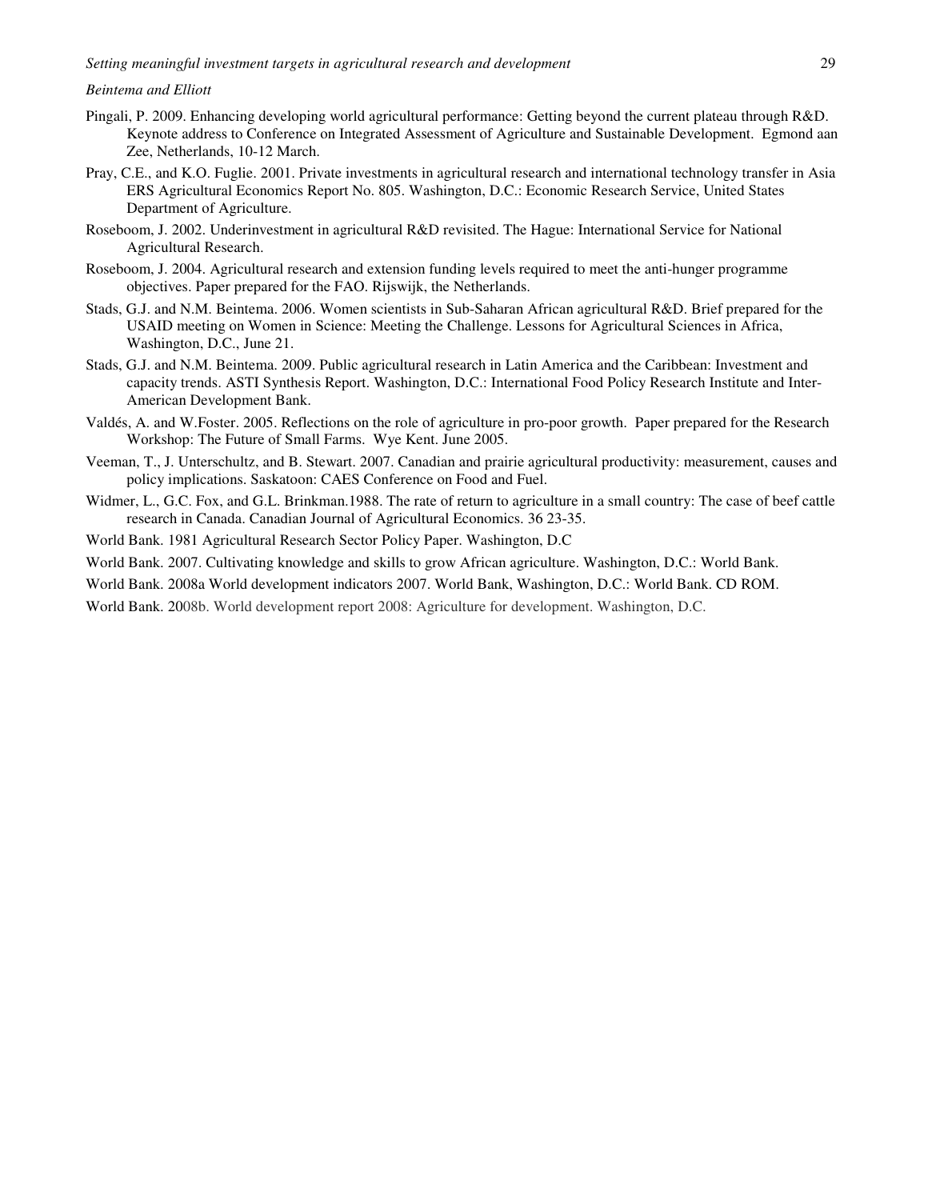Pingali, P. 2009. Enhancing developing world agricultural performance: Getting beyond the current plateau through R&D. Keynote address to Conference on Integrated Assessment of Agriculture and Sustainable Development. Egmond aan Zee, Netherlands, 10-12 March.

Pray, C.E., and K.O. Fuglie. 2001. Private investments in agricultural research and international technology transfer in Asia ERS Agricultural Economics Report No. 805. Washington, D.C.: Economic Research Service, United States Department of Agriculture.

Roseboom, J. 2002. Underinvestment in agricultural R&D revisited. The Hague: International Service for National Agricultural Research.

Roseboom, J. 2004. Agricultural research and extension funding levels required to meet the anti-hunger programme objectives. Paper prepared for the FAO. Rijswijk, the Netherlands.

Stads, G.J. and N.M. Beintema. 2006. Women scientists in Sub-Saharan African agricultural R&D. Brief prepared for the USAID meeting on Women in Science: Meeting the Challenge. Lessons for Agricultural Sciences in Africa, Washington, D.C., June 21.

Stads, G.J. and N.M. Beintema. 2009. Public agricultural research in Latin America and the Caribbean: Investment and capacity trends. ASTI Synthesis Report. Washington, D.C.: International Food Policy Research Institute and Inter-American Development Bank.

Valdés, A. and W.Foster. 2005. Reflections on the role of agriculture in pro-poor growth. Paper prepared for the Research Workshop: The Future of Small Farms. Wye Kent. June 2005.

Veeman, T., J. Unterschultz, and B. Stewart. 2007. Canadian and prairie agricultural productivity: measurement, causes and policy implications. Saskatoon: CAES Conference on Food and Fuel.

Widmer, L., G.C. Fox, and G.L. Brinkman.1988. The rate of return to agriculture in a small country: The case of beef cattle research in Canada. Canadian Journal of Agricultural Economics. 36 23-35.

World Bank. 1981 Agricultural Research Sector Policy Paper. Washington, D.C

World Bank. 2007. Cultivating knowledge and skills to grow African agriculture. Washington, D.C.: World Bank.

World Bank. 2008a World development indicators 2007. World Bank, Washington, D.C.: World Bank. CD ROM.

World Bank. 2008b. World development report 2008: Agriculture for development. Washington, D.C.